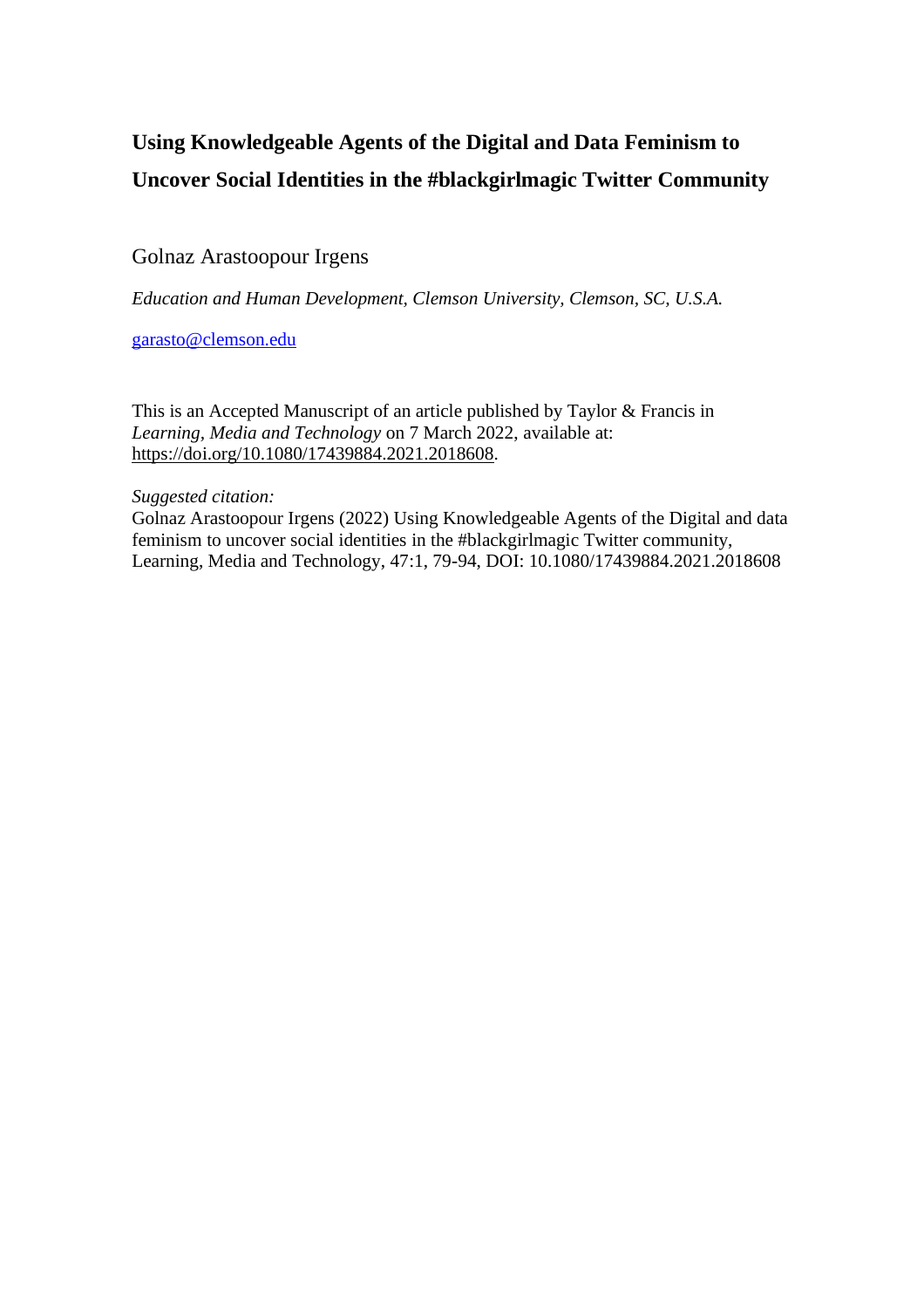# Using Knowledgeable Agents of the Digital and Data Feminism to Uncover Social Identities in the #blackgirlmagic Twitter Community

Golnaz Arastoopour Irgens

*Education and Human Development, Clemson University, Clemson, SC, U.S.A.*

garasto@clemson.edu

This is an Accepted Manuscript of an article published by Taylor & Francis in *Learning, Media and Technology* on 7 March 2022, available at: https://doi.org/10.1080/17439884.2021.2018608.

*Suggested citation:*
Golnaz Arastoopour Irgens (2022) Using Knowledgeable Agents of the Digital and data feminism to uncover social identities in the #blackgirlmagic Twitter community, Learning, Media and Technology, 47:1, 79-94, DOI: 10.1080/17439884.2021.2018608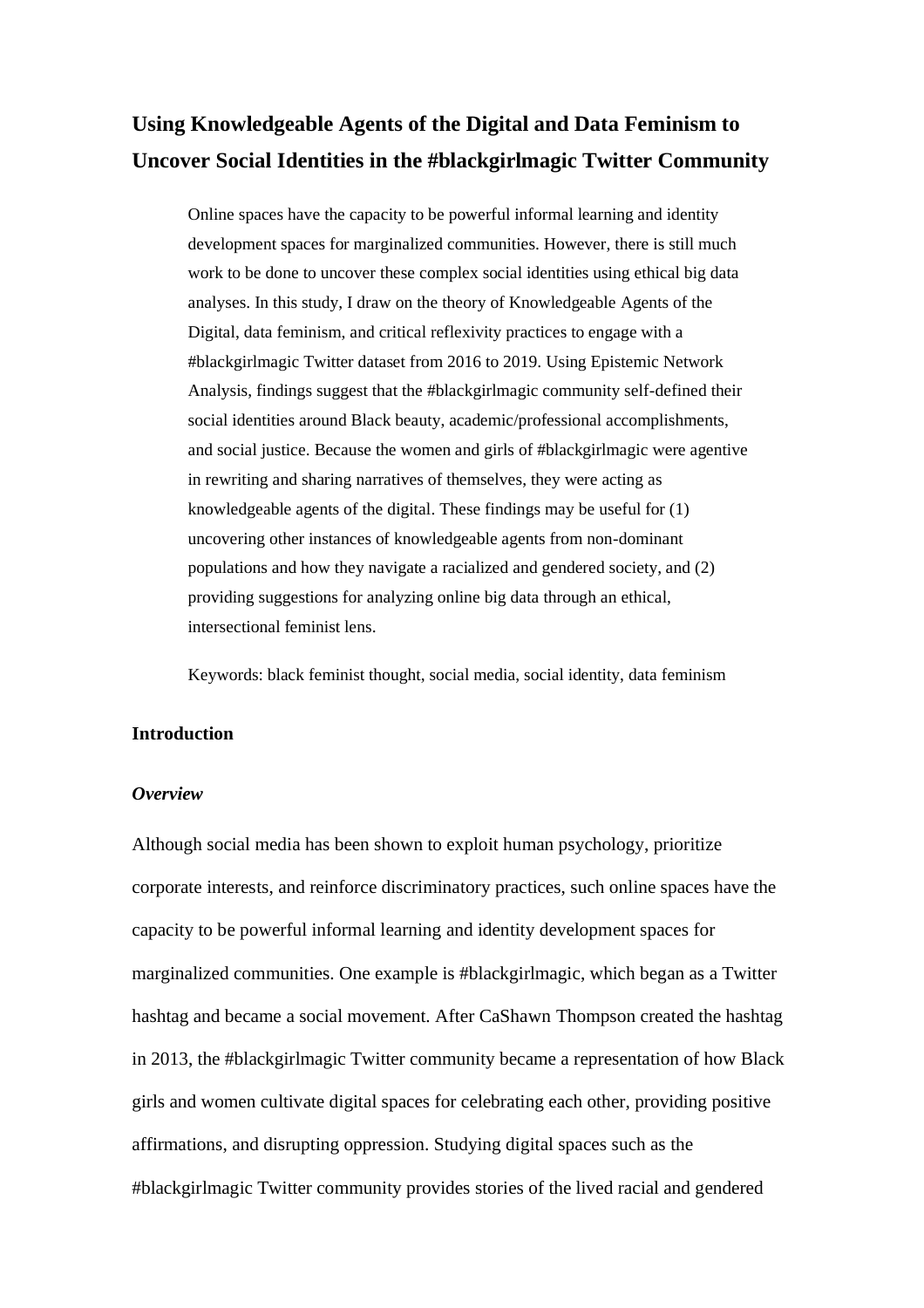# Using Knowledgeable Agents of the Digital and Data Feminism to Uncover Social Identities in the #blackgirlmagic Twitter Community

> Online spaces have the capacity to be powerful informal learning and identity development spaces for marginalized communities. However, there is still much work to be done to uncover these complex social identities using ethical big data analyses. In this study, I draw on the theory of Knowledgeable Agents of the Digital, data feminism, and critical reflexivity practices to engage with a #blackgirlmagic Twitter dataset from 2016 to 2019. Using Epistemic Network Analysis, findings suggest that the #blackgirlmagic community self-defined their social identities around Black beauty, academic/professional accomplishments, and social justice. Because the women and girls of #blackgirlmagic were agentive in rewriting and sharing narratives of themselves, they were acting as knowledgeable agents of the digital. These findings may be useful for (1) uncovering other instances of knowledgeable agents from non-dominant populations and how they navigate a racialized and gendered society, and (2) providing suggestions for analyzing online big data through an ethical, intersectional feminist lens.
>
> Keywords: black feminist thought, social media, social identity, data feminism

## Introduction

### *Overview*

Although social media has been shown to exploit human psychology, prioritize corporate interests, and reinforce discriminatory practices, such online spaces have the capacity to be powerful informal learning and identity development spaces for marginalized communities. One example is #blackgirlmagic, which began as a Twitter hashtag and became a social movement. After CaShawn Thompson created the hashtag in 2013, the #blackgirlmagic Twitter community became a representation of how Black girls and women cultivate digital spaces for celebrating each other, providing positive affirmations, and disrupting oppression. Studying digital spaces such as the #blackgirlmagic Twitter community provides stories of the lived racial and gendered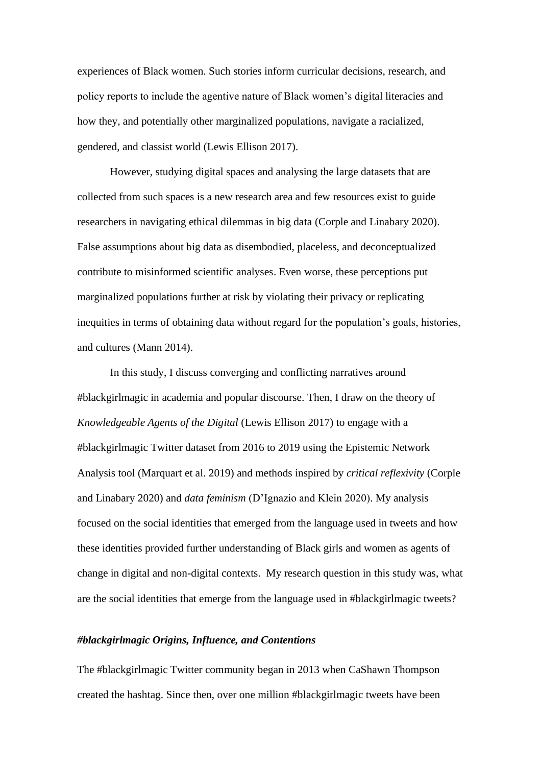experiences of Black women. Such stories inform curricular decisions, research, and policy reports to include the agentive nature of Black women's digital literacies and how they, and potentially other marginalized populations, navigate a racialized, gendered, and classist world (Lewis Ellison 2017).

However, studying digital spaces and analysing the large datasets that are collected from such spaces is a new research area and few resources exist to guide researchers in navigating ethical dilemmas in big data (Corple and Linabary 2020). False assumptions about big data as disembodied, placeless, and deconceptualized contribute to misinformed scientific analyses. Even worse, these perceptions put marginalized populations further at risk by violating their privacy or replicating inequities in terms of obtaining data without regard for the population's goals, histories, and cultures (Mann 2014).

In this study, I discuss converging and conflicting narratives around #blackgirlmagic in academia and popular discourse. Then, I draw on the theory of *Knowledgeable Agents of the Digital* (Lewis Ellison 2017) to engage with a #blackgirlmagic Twitter dataset from 2016 to 2019 using the Epistemic Network Analysis tool (Marquart et al. 2019) and methods inspired by *critical reflexivity* (Corple and Linabary 2020) and *data feminism* (D'Ignazio and Klein 2020). My analysis focused on the social identities that emerged from the language used in tweets and how these identities provided further understanding of Black girls and women as agents of change in digital and non-digital contexts. My research question in this study was, what are the social identities that emerge from the language used in #blackgirlmagic tweets?

### *#blackgirlmagic Origins, Influence, and Contentions*

The #blackgirlmagic Twitter community began in 2013 when CaShawn Thompson created the hashtag. Since then, over one million #blackgirlmagic tweets have been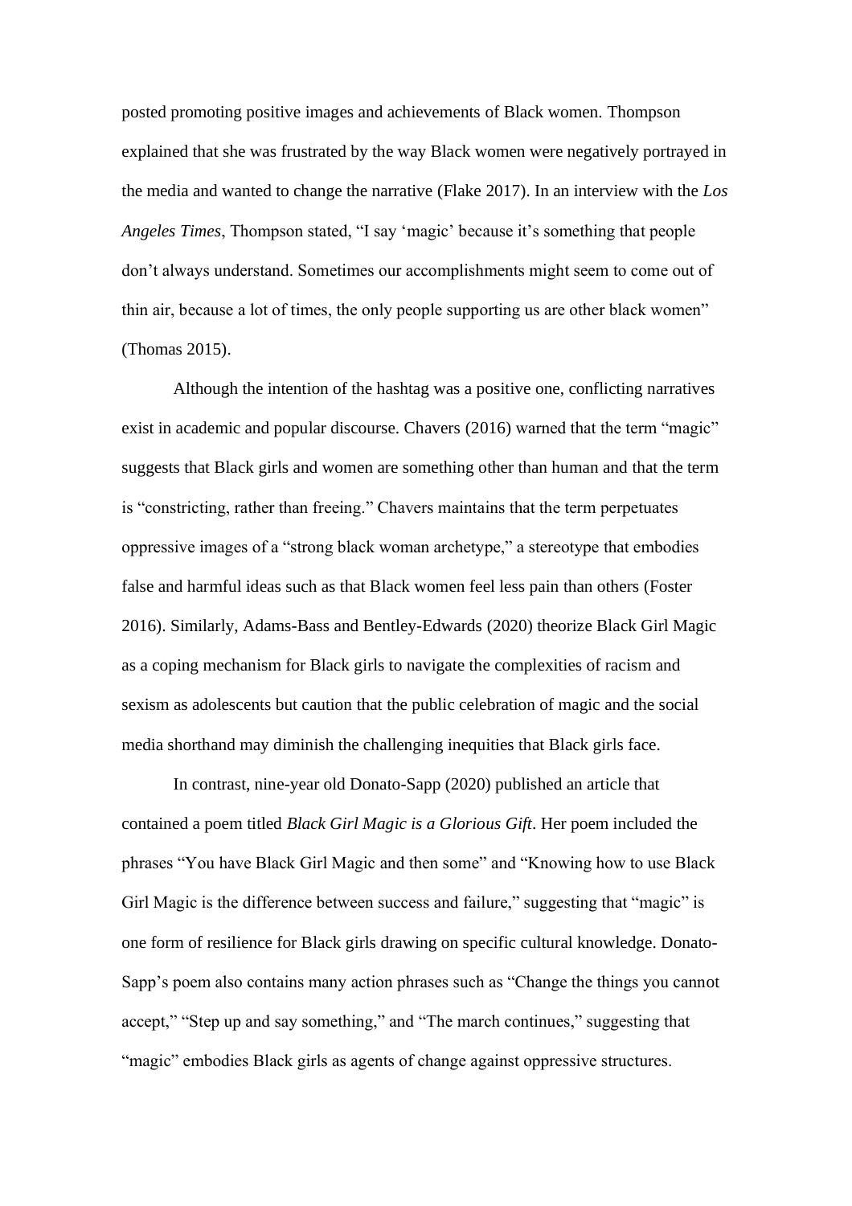posted promoting positive images and achievements of Black women. Thompson explained that she was frustrated by the way Black women were negatively portrayed in the media and wanted to change the narrative (Flake 2017). In an interview with the *Los Angeles Times*, Thompson stated, "I say 'magic' because it's something that people don't always understand. Sometimes our accomplishments might seem to come out of thin air, because a lot of times, the only people supporting us are other black women" (Thomas 2015).

Although the intention of the hashtag was a positive one, conflicting narratives exist in academic and popular discourse. Chavers (2016) warned that the term "magic" suggests that Black girls and women are something other than human and that the term is "constricting, rather than freeing." Chavers maintains that the term perpetuates oppressive images of a "strong black woman archetype," a stereotype that embodies false and harmful ideas such as that Black women feel less pain than others (Foster 2016). Similarly, Adams-Bass and Bentley-Edwards (2020) theorize Black Girl Magic as a coping mechanism for Black girls to navigate the complexities of racism and sexism as adolescents but caution that the public celebration of magic and the social media shorthand may diminish the challenging inequities that Black girls face.

In contrast, nine-year old Donato-Sapp (2020) published an article that contained a poem titled *Black Girl Magic is a Glorious Gift*. Her poem included the phrases "You have Black Girl Magic and then some" and "Knowing how to use Black Girl Magic is the difference between success and failure," suggesting that "magic" is one form of resilience for Black girls drawing on specific cultural knowledge. Donato-Sapp's poem also contains many action phrases such as "Change the things you cannot accept," "Step up and say something," and "The march continues," suggesting that "magic" embodies Black girls as agents of change against oppressive structures.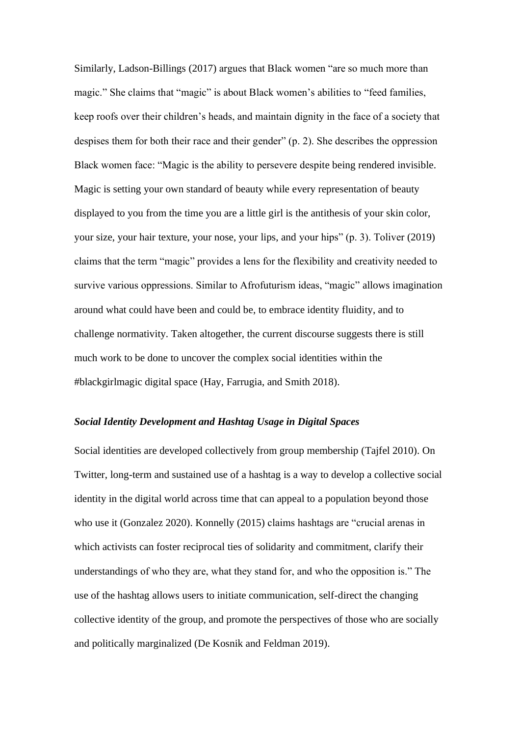Similarly, Ladson-Billings (2017) argues that Black women "are so much more than magic." She claims that "magic" is about Black women's abilities to "feed families, keep roofs over their children's heads, and maintain dignity in the face of a society that despises them for both their race and their gender" (p. 2). She describes the oppression Black women face: "Magic is the ability to persevere despite being rendered invisible. Magic is setting your own standard of beauty while every representation of beauty displayed to you from the time you are a little girl is the antithesis of your skin color, your size, your hair texture, your nose, your lips, and your hips" (p. 3). Toliver (2019) claims that the term "magic" provides a lens for the flexibility and creativity needed to survive various oppressions. Similar to Afrofuturism ideas, "magic" allows imagination around what could have been and could be, to embrace identity fluidity, and to challenge normativity. Taken altogether, the current discourse suggests there is still much work to be done to uncover the complex social identities within the #blackgirlmagic digital space (Hay, Farrugia, and Smith 2018).

### ***Social Identity Development and Hashtag Usage in Digital Spaces***

Social identities are developed collectively from group membership (Tajfel 2010). On Twitter, long-term and sustained use of a hashtag is a way to develop a collective social identity in the digital world across time that can appeal to a population beyond those who use it (Gonzalez 2020). Konnelly (2015) claims hashtags are "crucial arenas in which activists can foster reciprocal ties of solidarity and commitment, clarify their understandings of who they are, what they stand for, and who the opposition is." The use of the hashtag allows users to initiate communication, self-direct the changing collective identity of the group, and promote the perspectives of those who are socially and politically marginalized (De Kosnik and Feldman 2019).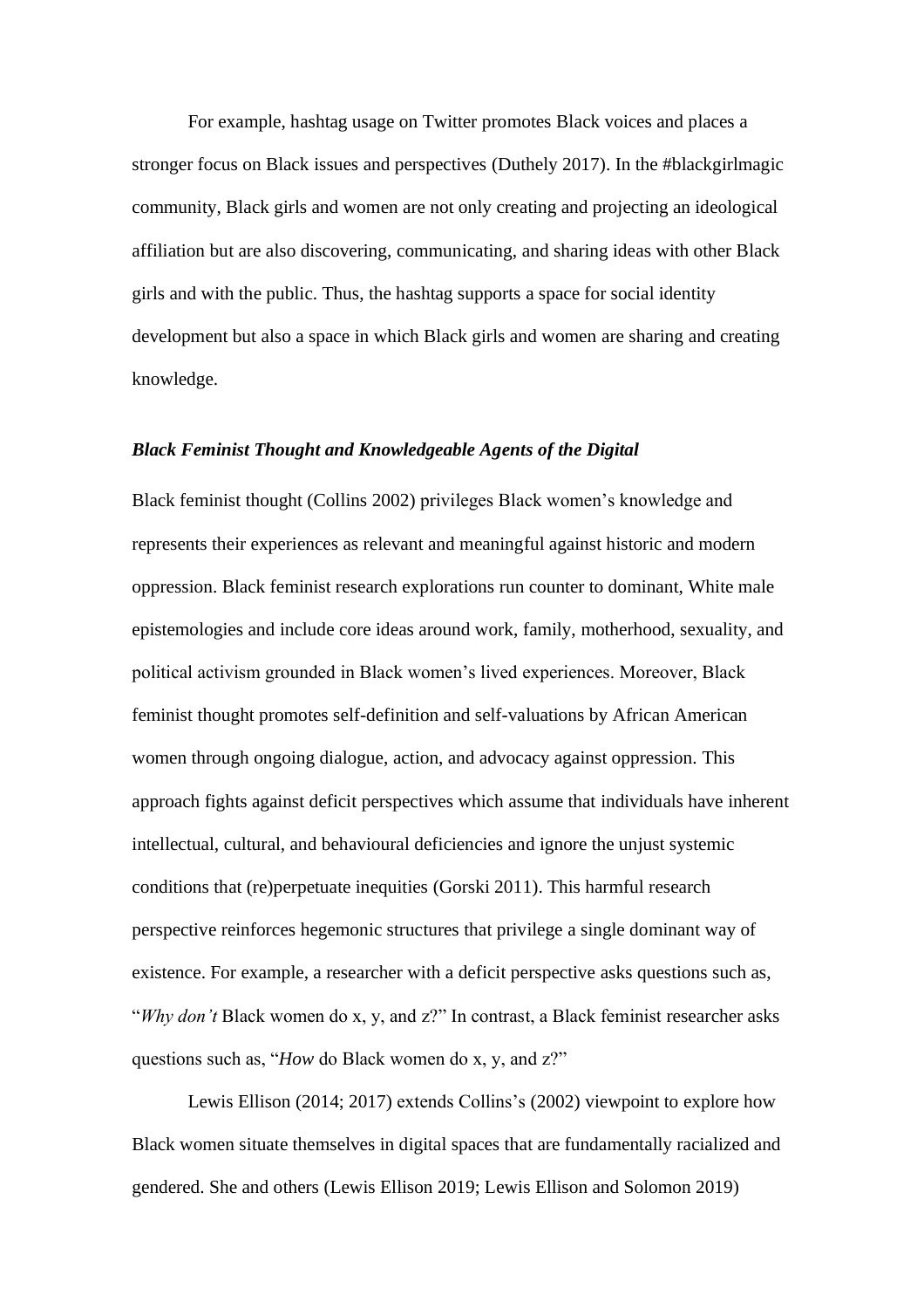For example, hashtag usage on Twitter promotes Black voices and places a stronger focus on Black issues and perspectives (Duthely 2017). In the #blackgirlmagic community, Black girls and women are not only creating and projecting an ideological affiliation but are also discovering, communicating, and sharing ideas with other Black girls and with the public. Thus, the hashtag supports a space for social identity development but also a space in which Black girls and women are sharing and creating knowledge.

### ***Black Feminist Thought and Knowledgeable Agents of the Digital***

Black feminist thought (Collins 2002) privileges Black women's knowledge and represents their experiences as relevant and meaningful against historic and modern oppression. Black feminist research explorations run counter to dominant, White male epistemologies and include core ideas around work, family, motherhood, sexuality, and political activism grounded in Black women's lived experiences. Moreover, Black feminist thought promotes self-definition and self-valuations by African American women through ongoing dialogue, action, and advocacy against oppression. This approach fights against deficit perspectives which assume that individuals have inherent intellectual, cultural, and behavioural deficiencies and ignore the unjust systemic conditions that (re)perpetuate inequities (Gorski 2011). This harmful research perspective reinforces hegemonic structures that privilege a single dominant way of existence. For example, a researcher with a deficit perspective asks questions such as, "*Why don't* Black women do x, y, and z?" In contrast, a Black feminist researcher asks questions such as, "*How* do Black women do x, y, and z?"

Lewis Ellison (2014; 2017) extends Collins's (2002) viewpoint to explore how Black women situate themselves in digital spaces that are fundamentally racialized and gendered. She and others (Lewis Ellison 2019; Lewis Ellison and Solomon 2019)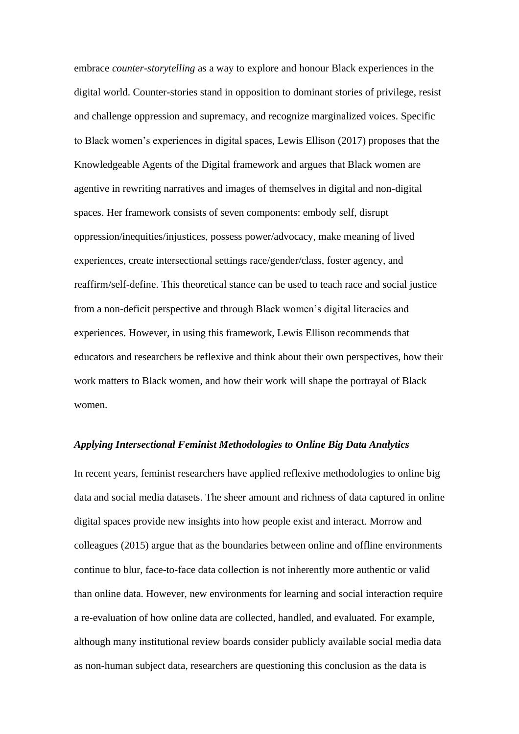embrace *counter-storytelling* as a way to explore and honour Black experiences in the digital world. Counter-stories stand in opposition to dominant stories of privilege, resist and challenge oppression and supremacy, and recognize marginalized voices. Specific to Black women's experiences in digital spaces, Lewis Ellison (2017) proposes that the Knowledgeable Agents of the Digital framework and argues that Black women are agentive in rewriting narratives and images of themselves in digital and non-digital spaces. Her framework consists of seven components: embody self, disrupt oppression/inequities/injustices, possess power/advocacy, make meaning of lived experiences, create intersectional settings race/gender/class, foster agency, and reaffirm/self-define. This theoretical stance can be used to teach race and social justice from a non-deficit perspective and through Black women's digital literacies and experiences. However, in using this framework, Lewis Ellison recommends that educators and researchers be reflexive and think about their own perspectives, how their work matters to Black women, and how their work will shape the portrayal of Black women.

### *Applying Intersectional Feminist Methodologies to Online Big Data Analytics*

In recent years, feminist researchers have applied reflexive methodologies to online big data and social media datasets. The sheer amount and richness of data captured in online digital spaces provide new insights into how people exist and interact. Morrow and colleagues (2015) argue that as the boundaries between online and offline environments continue to blur, face-to-face data collection is not inherently more authentic or valid than online data. However, new environments for learning and social interaction require a re-evaluation of how online data are collected, handled, and evaluated. For example, although many institutional review boards consider publicly available social media data as non-human subject data, researchers are questioning this conclusion as the data is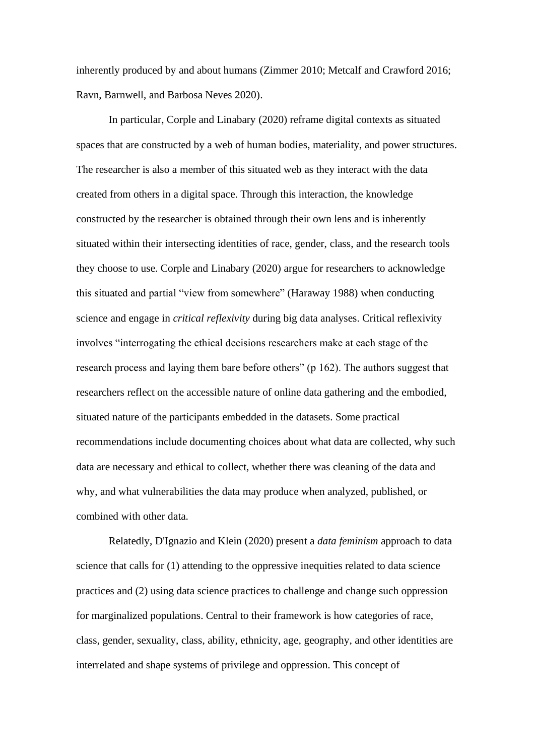inherently produced by and about humans (Zimmer 2010; Metcalf and Crawford 2016; Ravn, Barnwell, and Barbosa Neves 2020).

In particular, Corple and Linabary (2020) reframe digital contexts as situated spaces that are constructed by a web of human bodies, materiality, and power structures. The researcher is also a member of this situated web as they interact with the data created from others in a digital space. Through this interaction, the knowledge constructed by the researcher is obtained through their own lens and is inherently situated within their intersecting identities of race, gender, class, and the research tools they choose to use. Corple and Linabary (2020) argue for researchers to acknowledge this situated and partial "view from somewhere" (Haraway 1988) when conducting science and engage in *critical reflexivity* during big data analyses. Critical reflexivity involves "interrogating the ethical decisions researchers make at each stage of the research process and laying them bare before others" (p 162). The authors suggest that researchers reflect on the accessible nature of online data gathering and the embodied, situated nature of the participants embedded in the datasets. Some practical recommendations include documenting choices about what data are collected, why such data are necessary and ethical to collect, whether there was cleaning of the data and why, and what vulnerabilities the data may produce when analyzed, published, or combined with other data.

Relatedly, D'Ignazio and Klein (2020) present a *data feminism* approach to data science that calls for (1) attending to the oppressive inequities related to data science practices and (2) using data science practices to challenge and change such oppression for marginalized populations. Central to their framework is how categories of race, class, gender, sexuality, class, ability, ethnicity, age, geography, and other identities are interrelated and shape systems of privilege and oppression. This concept of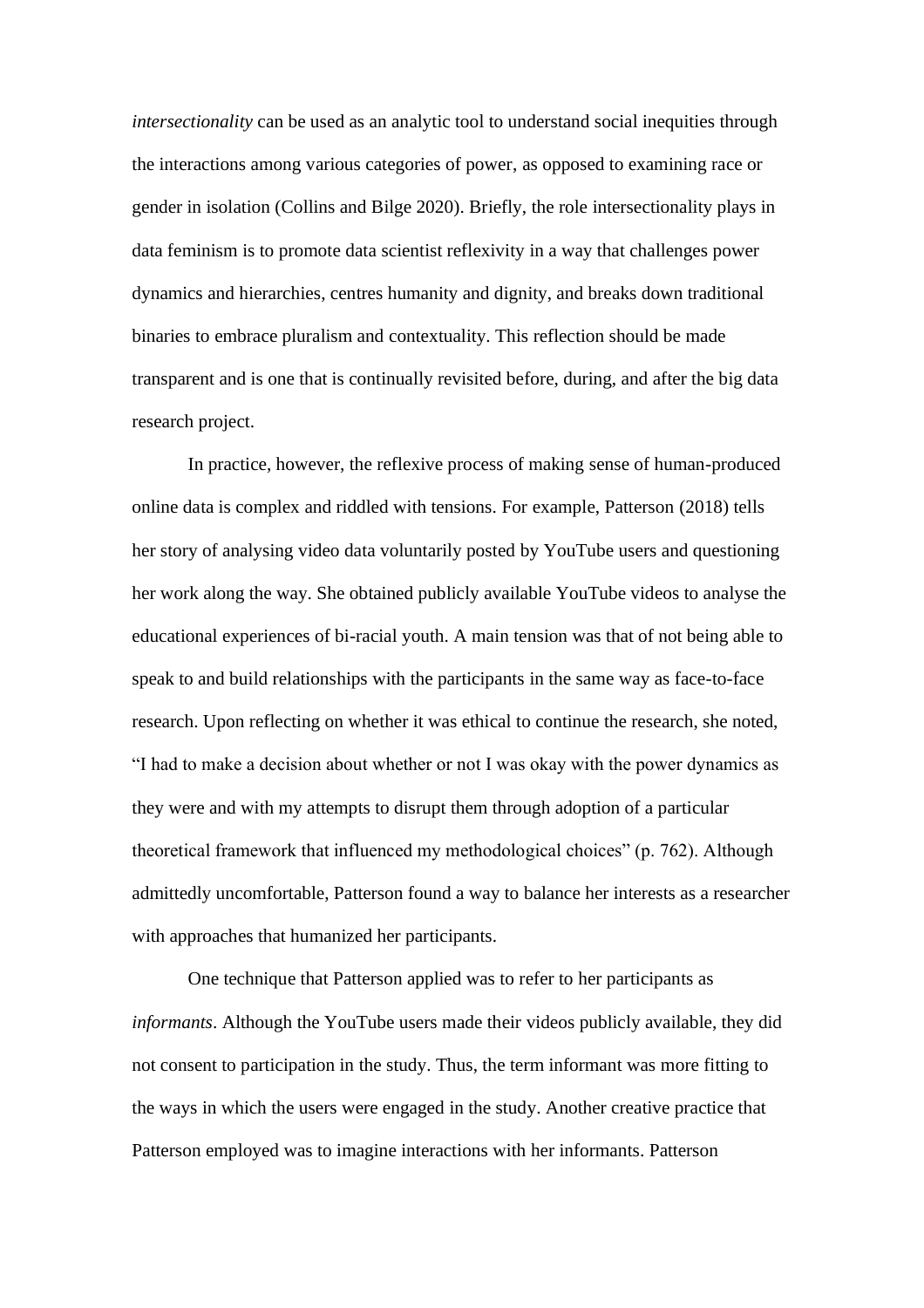*intersectionality* can be used as an analytic tool to understand social inequities through the interactions among various categories of power, as opposed to examining race or gender in isolation (Collins and Bilge 2020). Briefly, the role intersectionality plays in data feminism is to promote data scientist reflexivity in a way that challenges power dynamics and hierarchies, centres humanity and dignity, and breaks down traditional binaries to embrace pluralism and contextuality. This reflection should be made transparent and is one that is continually revisited before, during, and after the big data research project.

In practice, however, the reflexive process of making sense of human-produced online data is complex and riddled with tensions. For example, Patterson (2018) tells her story of analysing video data voluntarily posted by YouTube users and questioning her work along the way. She obtained publicly available YouTube videos to analyse the educational experiences of bi-racial youth. A main tension was that of not being able to speak to and build relationships with the participants in the same way as face-to-face research. Upon reflecting on whether it was ethical to continue the research, she noted, "I had to make a decision about whether or not I was okay with the power dynamics as they were and with my attempts to disrupt them through adoption of a particular theoretical framework that influenced my methodological choices" (p. 762). Although admittedly uncomfortable, Patterson found a way to balance her interests as a researcher with approaches that humanized her participants.

One technique that Patterson applied was to refer to her participants as *informants*. Although the YouTube users made their videos publicly available, they did not consent to participation in the study. Thus, the term informant was more fitting to the ways in which the users were engaged in the study. Another creative practice that Patterson employed was to imagine interactions with her informants. Patterson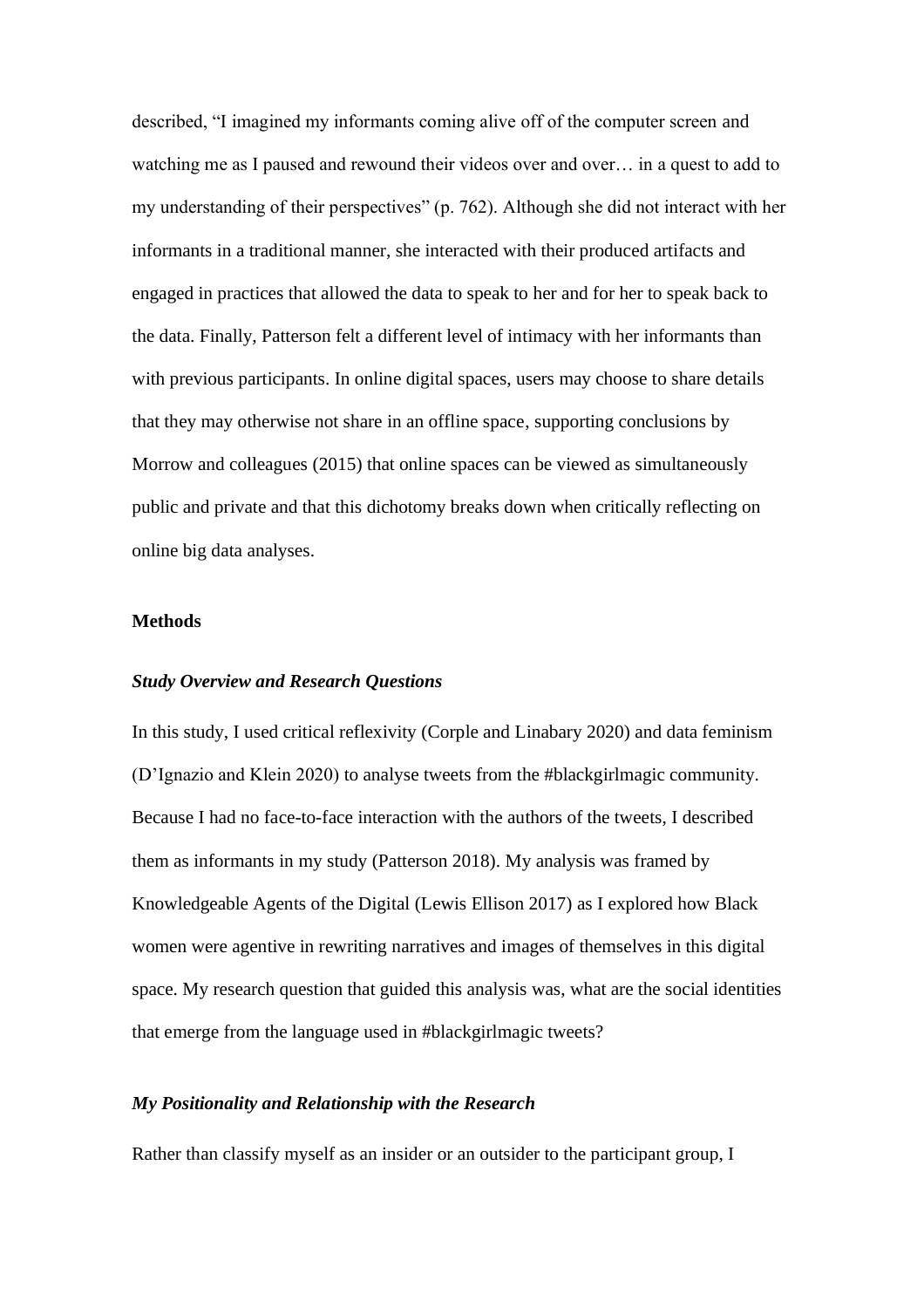described, “I imagined my informants coming alive off of the computer screen and watching me as I paused and rewound their videos over and over… in a quest to add to my understanding of their perspectives” (p. 762). Although she did not interact with her informants in a traditional manner, she interacted with their produced artifacts and engaged in practices that allowed the data to speak to her and for her to speak back to the data. Finally, Patterson felt a different level of intimacy with her informants than with previous participants. In online digital spaces, users may choose to share details that they may otherwise not share in an offline space, supporting conclusions by Morrow and colleagues (2015) that online spaces can be viewed as simultaneously public and private and that this dichotomy breaks down when critically reflecting on online big data analyses.

## Methods

### *Study Overview and Research Questions*

In this study, I used critical reflexivity (Corple and Linabary 2020) and data feminism (D’Ignazio and Klein 2020) to analyse tweets from the #blackgirlmagic community. Because I had no face-to-face interaction with the authors of the tweets, I described them as informants in my study (Patterson 2018). My analysis was framed by Knowledgeable Agents of the Digital (Lewis Ellison 2017) as I explored how Black women were agentive in rewriting narratives and images of themselves in this digital space. My research question that guided this analysis was, what are the social identities that emerge from the language used in #blackgirlmagic tweets?

### *My Positionality and Relationship with the Research*

Rather than classify myself as an insider or an outsider to the participant group, I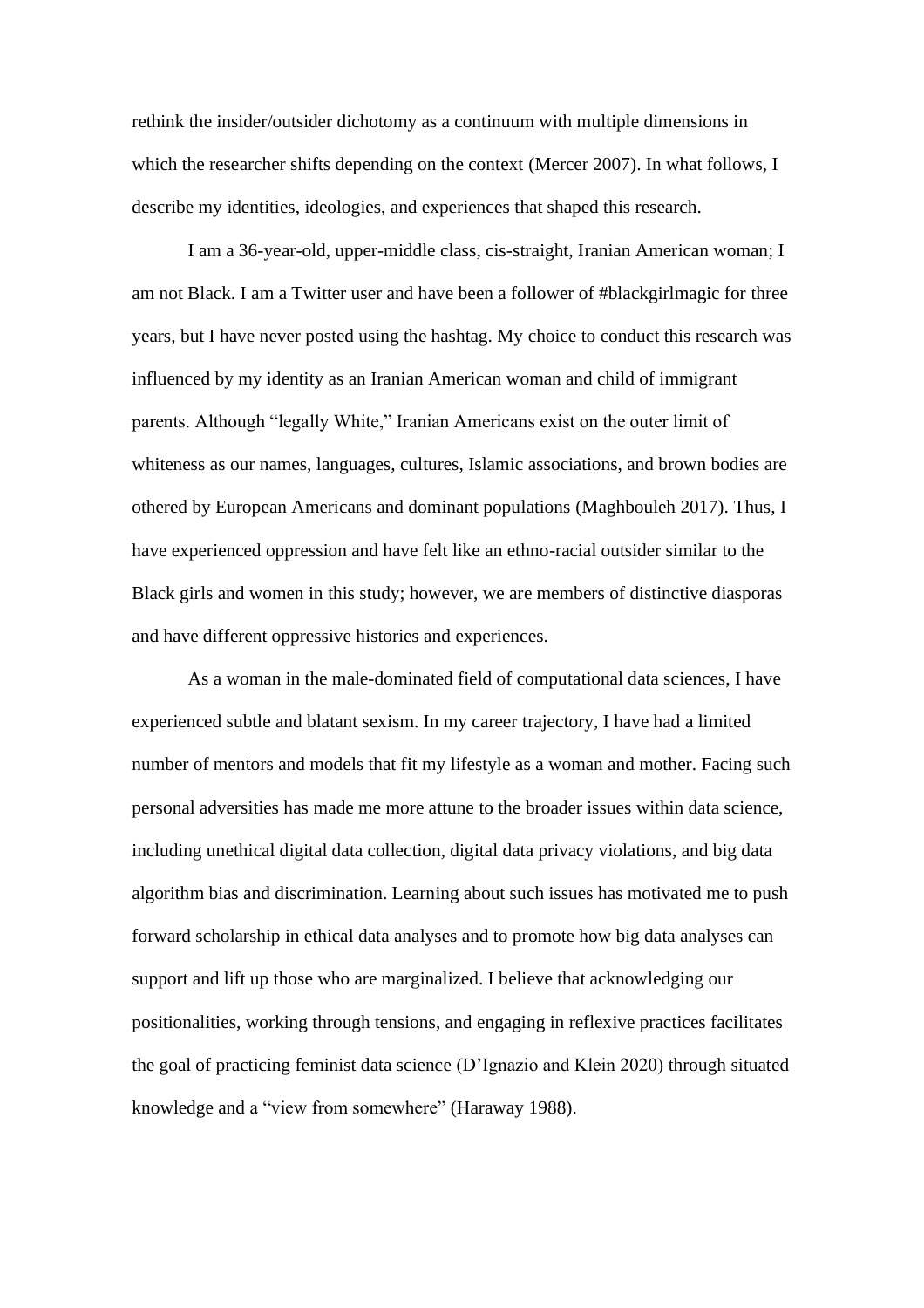rethink the insider/outsider dichotomy as a continuum with multiple dimensions in which the researcher shifts depending on the context (Mercer 2007). In what follows, I describe my identities, ideologies, and experiences that shaped this research.

I am a 36-year-old, upper-middle class, cis-straight, Iranian American woman; I am not Black. I am a Twitter user and have been a follower of #blackgirlmagic for three years, but I have never posted using the hashtag. My choice to conduct this research was influenced by my identity as an Iranian American woman and child of immigrant parents. Although "legally White," Iranian Americans exist on the outer limit of whiteness as our names, languages, cultures, Islamic associations, and brown bodies are othered by European Americans and dominant populations (Maghbouleh 2017). Thus, I have experienced oppression and have felt like an ethno-racial outsider similar to the Black girls and women in this study; however, we are members of distinctive diasporas and have different oppressive histories and experiences.

As a woman in the male-dominated field of computational data sciences, I have experienced subtle and blatant sexism. In my career trajectory, I have had a limited number of mentors and models that fit my lifestyle as a woman and mother. Facing such personal adversities has made me more attune to the broader issues within data science, including unethical digital data collection, digital data privacy violations, and big data algorithm bias and discrimination. Learning about such issues has motivated me to push forward scholarship in ethical data analyses and to promote how big data analyses can support and lift up those who are marginalized. I believe that acknowledging our positionalities, working through tensions, and engaging in reflexive practices facilitates the goal of practicing feminist data science (D'Ignazio and Klein 2020) through situated knowledge and a "view from somewhere" (Haraway 1988).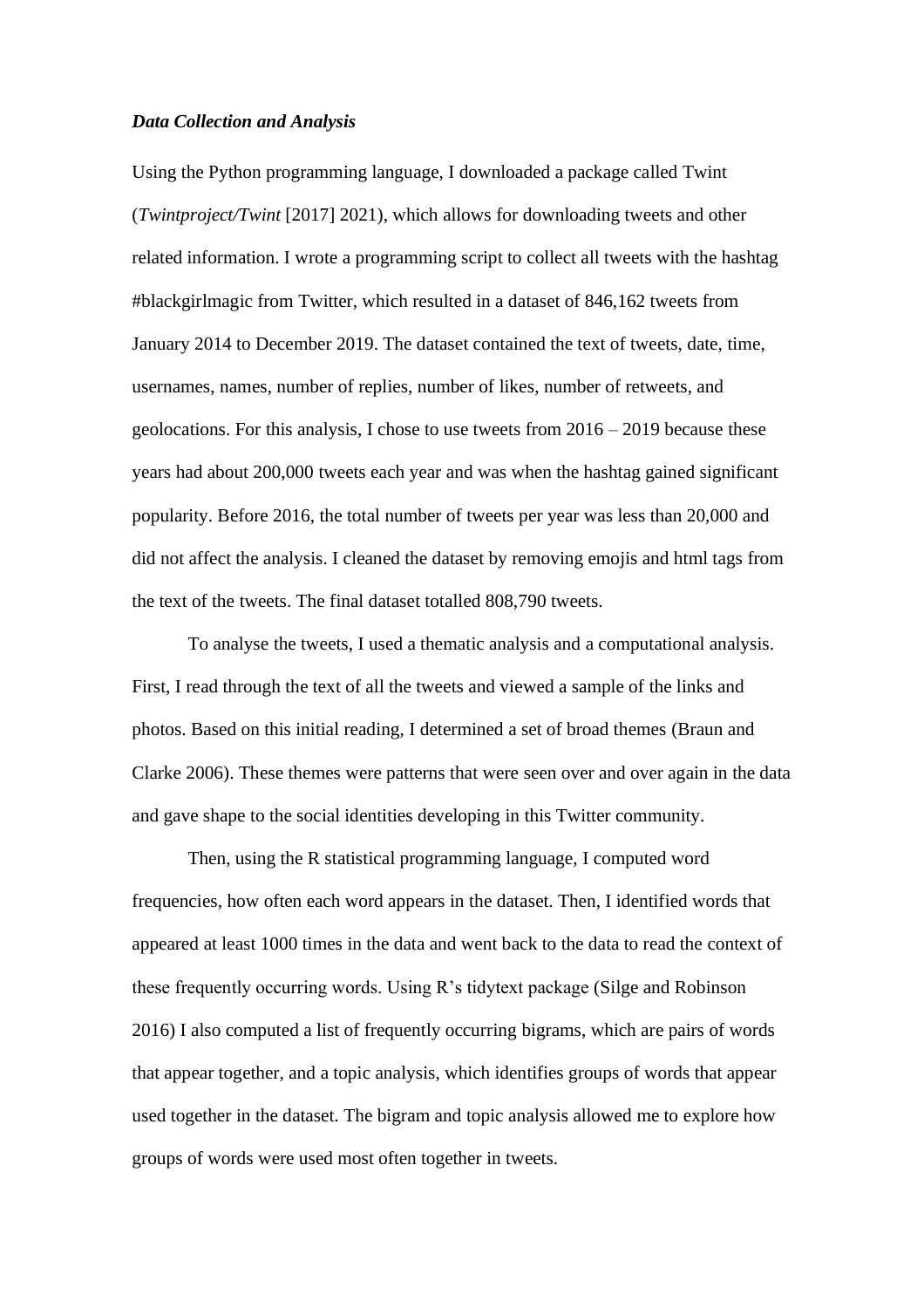### ***Data Collection and Analysis***

Using the Python programming language, I downloaded a package called Twint (*Twintproject/Twint* [2017] 2021), which allows for downloading tweets and other related information. I wrote a programming script to collect all tweets with the hashtag #blackgirlmagic from Twitter, which resulted in a dataset of 846,162 tweets from January 2014 to December 2019. The dataset contained the text of tweets, date, time, usernames, names, number of replies, number of likes, number of retweets, and geolocations. For this analysis, I chose to use tweets from 2016 – 2019 because these years had about 200,000 tweets each year and was when the hashtag gained significant popularity. Before 2016, the total number of tweets per year was less than 20,000 and did not affect the analysis. I cleaned the dataset by removing emojis and html tags from the text of the tweets. The final dataset totalled 808,790 tweets.

To analyse the tweets, I used a thematic analysis and a computational analysis. First, I read through the text of all the tweets and viewed a sample of the links and photos. Based on this initial reading, I determined a set of broad themes (Braun and Clarke 2006). These themes were patterns that were seen over and over again in the data and gave shape to the social identities developing in this Twitter community.

Then, using the R statistical programming language, I computed word frequencies, how often each word appears in the dataset. Then, I identified words that appeared at least 1000 times in the data and went back to the data to read the context of these frequently occurring words. Using R's tidytext package (Silge and Robinson 2016) I also computed a list of frequently occurring bigrams, which are pairs of words that appear together, and a topic analysis, which identifies groups of words that appear used together in the dataset. The bigram and topic analysis allowed me to explore how groups of words were used most often together in tweets.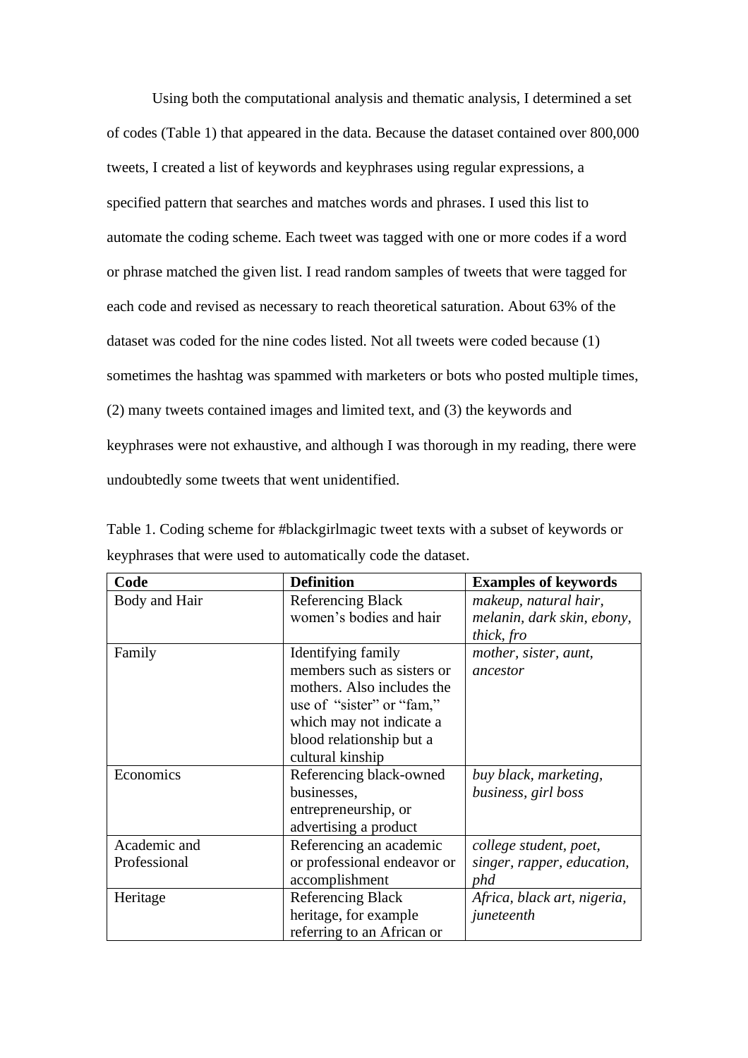Using both the computational analysis and thematic analysis, I determined a set of codes (Table 1) that appeared in the data. Because the dataset contained over 800,000 tweets, I created a list of keywords and keyphrases using regular expressions, a specified pattern that searches and matches words and phrases. I used this list to automate the coding scheme. Each tweet was tagged with one or more codes if a word or phrase matched the given list. I read random samples of tweets that were tagged for each code and revised as necessary to reach theoretical saturation. About 63% of the dataset was coded for the nine codes listed. Not all tweets were coded because (1) sometimes the hashtag was spammed with marketers or bots who posted multiple times, (2) many tweets contained images and limited text, and (3) the keywords and keyphrases were not exhaustive, and although I was thorough in my reading, there were undoubtedly some tweets that went unidentified.

Table 1. Coding scheme for #blackgirlmagic tweet texts with a subset of keywords or keyphrases that were used to automatically code the dataset.

| **Code** | **Definition** | **Examples of keywords** |
|---|---|---|
| Body and Hair | Referencing Black women's bodies and hair | *makeup, natural hair, melanin, dark skin, ebony, thick, fro* |
| Family | Identifying family members such as sisters or mothers. Also includes the use of "sister" or "fam," which may not indicate a blood relationship but a cultural kinship | *mother, sister, aunt, ancestor* |
| Economics | Referencing black-owned businesses, entrepreneurship, or advertising a product | *buy black, marketing, business, girl boss* |
| Academic and Professional | Referencing an academic or professional endeavor or accomplishment | *college student, poet, singer, rapper, education, phd* |
| Heritage | Referencing Black heritage, for example referring to an African or | *Africa, black art, nigeria, juneteenth* |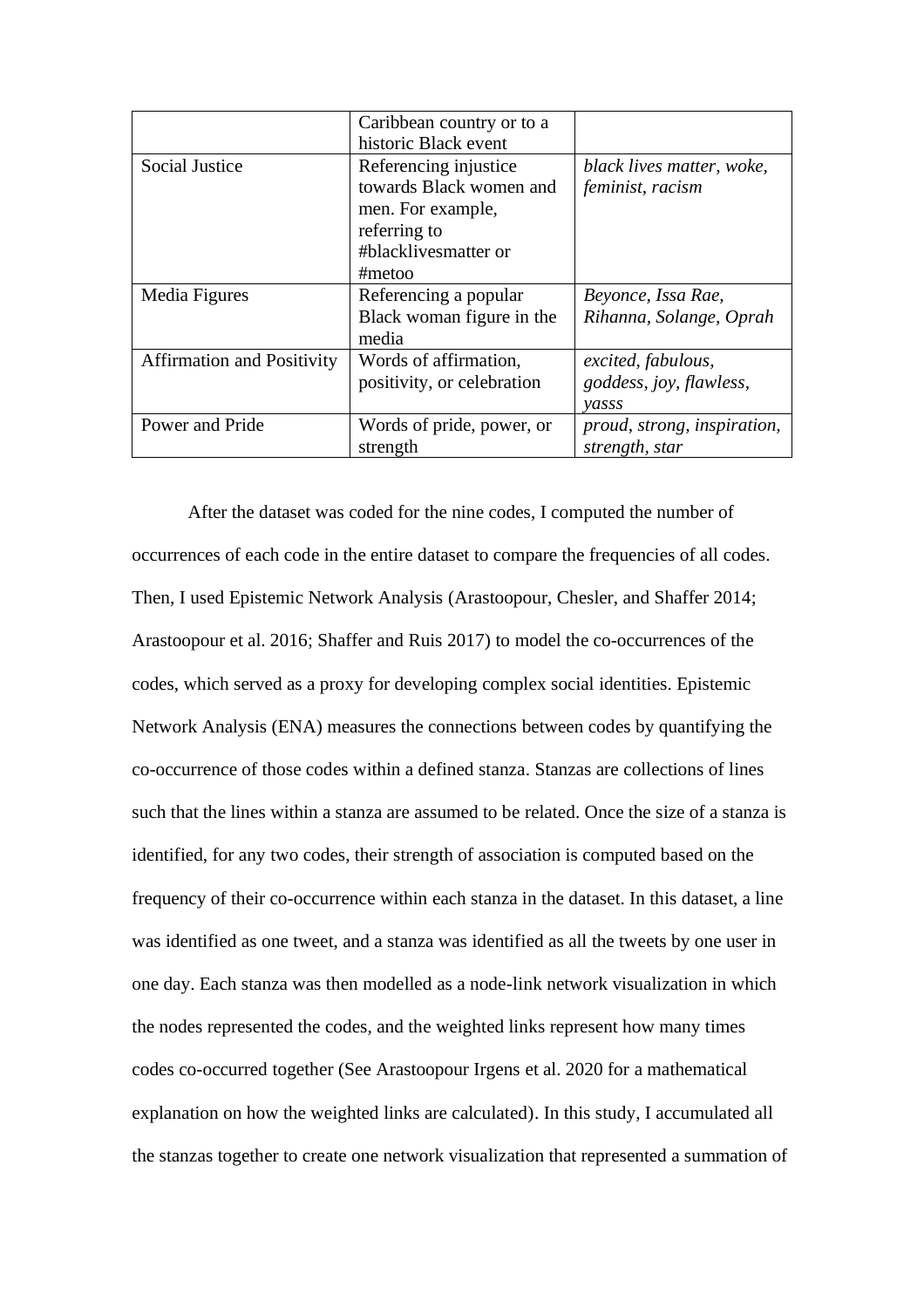| | | |
|---|---|---|
| | Caribbean country or to a historic Black event | |
| Social Justice | Referencing injustice towards Black women and men. For example, referring to #blacklivesmatter or #metoo | *black lives matter, woke, feminist, racism* |
| Media Figures | Referencing a popular Black woman figure in the media | *Beyonce, Issa Rae, Rihanna, Solange, Oprah* |
| Affirmation and Positivity | Words of affirmation, positivity, or celebration | *excited, fabulous, goddess, joy, flawless, yasss* |
| Power and Pride | Words of pride, power, or strength | *proud, strong, inspiration, strength, star* |

After the dataset was coded for the nine codes, I computed the number of occurrences of each code in the entire dataset to compare the frequencies of all codes. Then, I used Epistemic Network Analysis (Arastoopour, Chesler, and Shaffer 2014; Arastoopour et al. 2016; Shaffer and Ruis 2017) to model the co-occurrences of the codes, which served as a proxy for developing complex social identities. Epistemic Network Analysis (ENA) measures the connections between codes by quantifying the co-occurrence of those codes within a defined stanza. Stanzas are collections of lines such that the lines within a stanza are assumed to be related. Once the size of a stanza is identified, for any two codes, their strength of association is computed based on the frequency of their co-occurrence within each stanza in the dataset. In this dataset, a line was identified as one tweet, and a stanza was identified as all the tweets by one user in one day. Each stanza was then modelled as a node-link network visualization in which the nodes represented the codes, and the weighted links represent how many times codes co-occurred together (See Arastoopour Irgens et al. 2020 for a mathematical explanation on how the weighted links are calculated). In this study, I accumulated all the stanzas together to create one network visualization that represented a summation of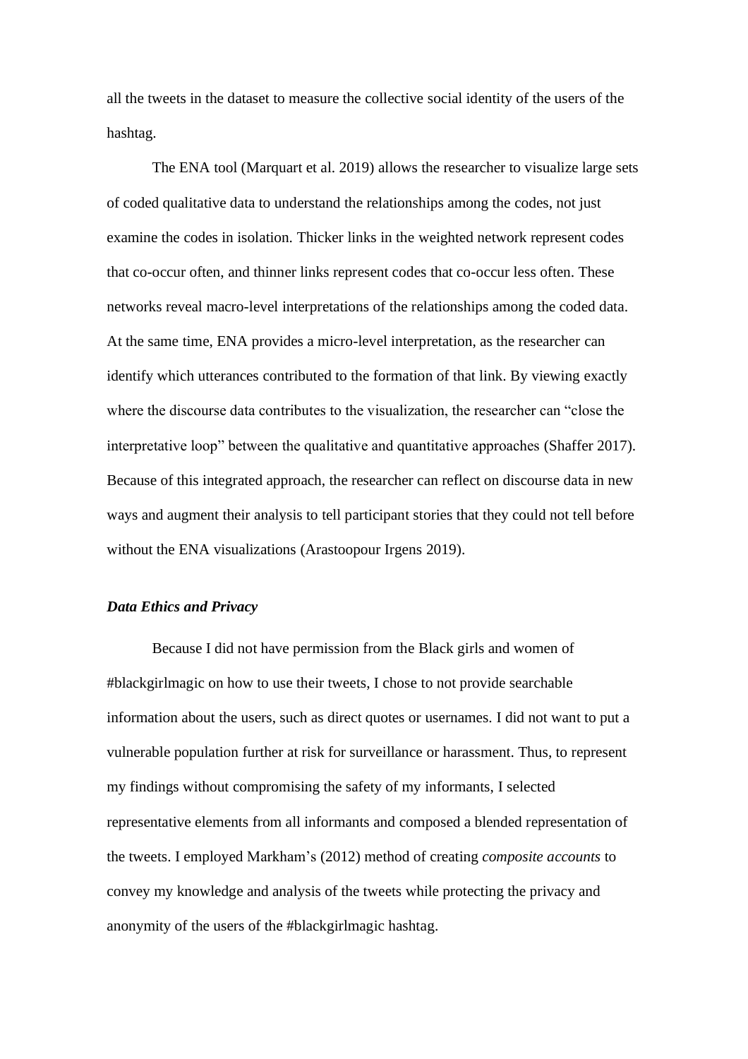all the tweets in the dataset to measure the collective social identity of the users of the hashtag.

The ENA tool (Marquart et al. 2019) allows the researcher to visualize large sets of coded qualitative data to understand the relationships among the codes, not just examine the codes in isolation. Thicker links in the weighted network represent codes that co-occur often, and thinner links represent codes that co-occur less often. These networks reveal macro-level interpretations of the relationships among the coded data. At the same time, ENA provides a micro-level interpretation, as the researcher can identify which utterances contributed to the formation of that link. By viewing exactly where the discourse data contributes to the visualization, the researcher can "close the interpretative loop" between the qualitative and quantitative approaches (Shaffer 2017). Because of this integrated approach, the researcher can reflect on discourse data in new ways and augment their analysis to tell participant stories that they could not tell before without the ENA visualizations (Arastoopour Irgens 2019).

### ***Data Ethics and Privacy***

Because I did not have permission from the Black girls and women of #blackgirlmagic on how to use their tweets, I chose to not provide searchable information about the users, such as direct quotes or usernames. I did not want to put a vulnerable population further at risk for surveillance or harassment. Thus, to represent my findings without compromising the safety of my informants, I selected representative elements from all informants and composed a blended representation of the tweets. I employed Markham's (2012) method of creating *composite accounts* to convey my knowledge and analysis of the tweets while protecting the privacy and anonymity of the users of the #blackgirlmagic hashtag.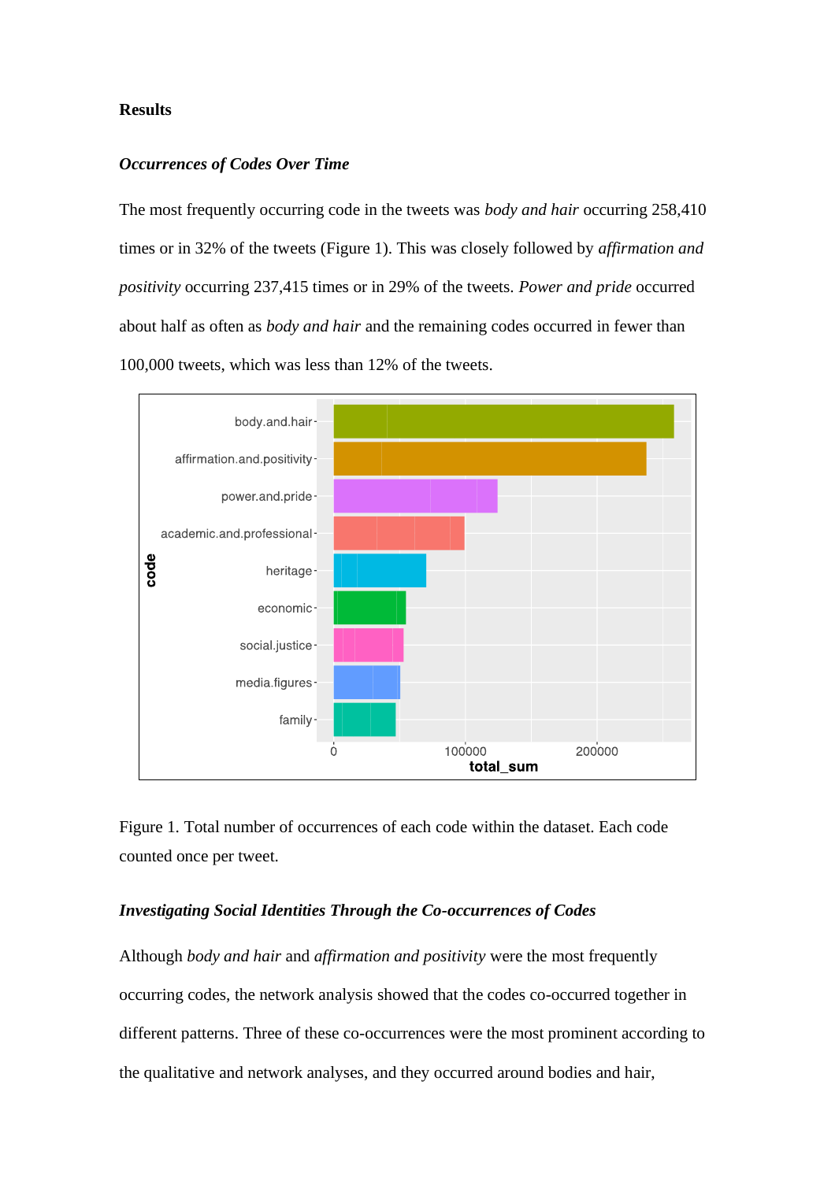## Results

### *Occurrences of Codes Over Time*

The most frequently occurring code in the tweets was *body and hair* occurring 258,410 times or in 32% of the tweets (Figure 1). This was closely followed by *affirmation and positivity* occurring 237,415 times or in 29% of the tweets. *Power and pride* occurred about half as often as *body and hair* and the remaining codes occurred in fewer than 100,000 tweets, which was less than 12% of the tweets.

Figure 1. Total number of occurrences of each code within the dataset. Each code counted once per tweet.

### *Investigating Social Identities Through the Co-occurrences of Codes*

Although *body and hair* and *affirmation and positivity* were the most frequently occurring codes, the network analysis showed that the codes co-occurred together in different patterns. Three of these co-occurrences were the most prominent according to the qualitative and network analyses, and they occurred around bodies and hair,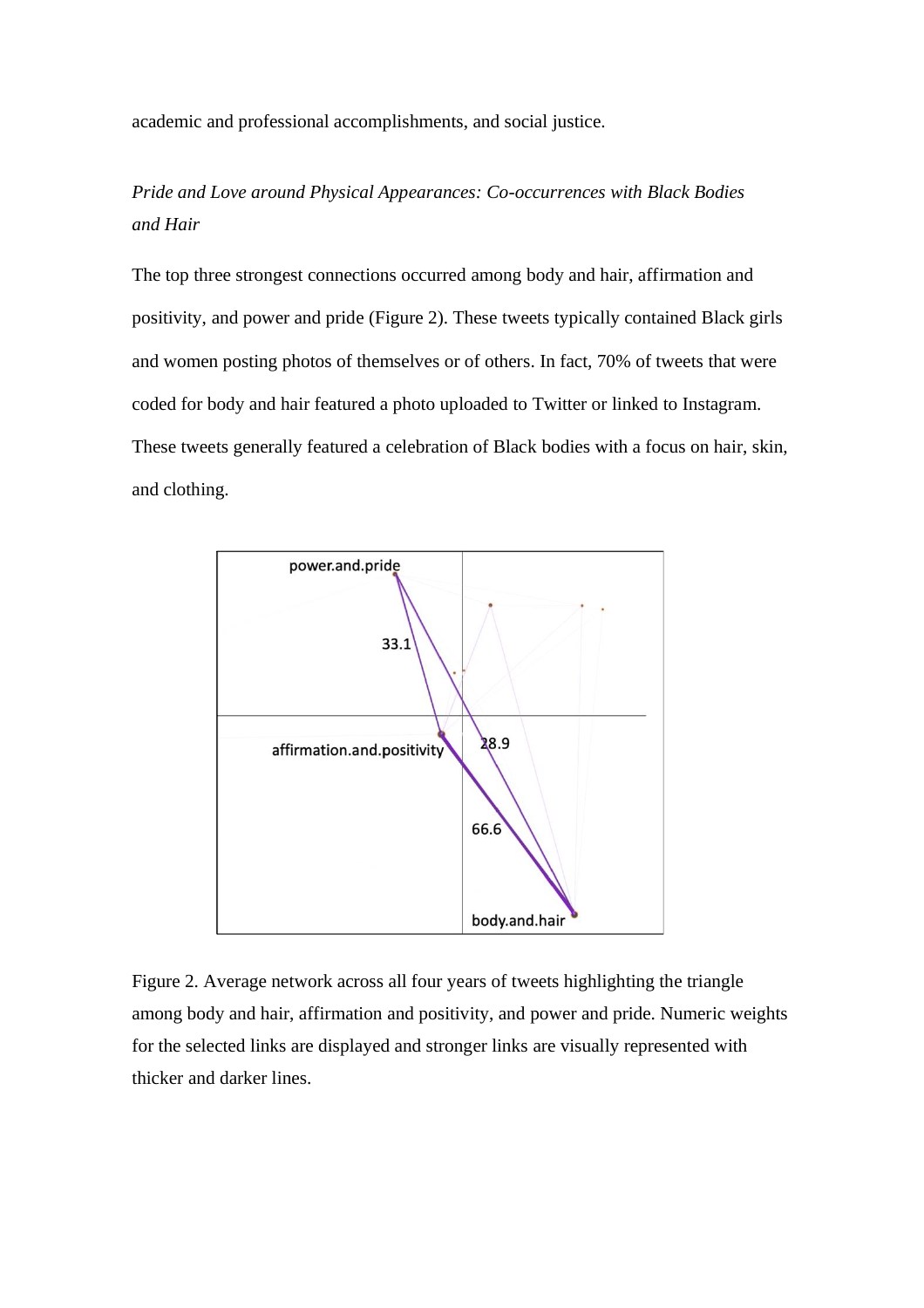academic and professional accomplishments, and social justice.

*Pride and Love around Physical Appearances: Co-occurrences with Black Bodies and Hair*

The top three strongest connections occurred among body and hair, affirmation and positivity, and power and pride (Figure 2). These tweets typically contained Black girls and women posting photos of themselves or of others. In fact, 70% of tweets that were coded for body and hair featured a photo uploaded to Twitter or linked to Instagram. These tweets generally featured a celebration of Black bodies with a focus on hair, skin, and clothing.

Figure 2. Average network across all four years of tweets highlighting the triangle among body and hair, affirmation and positivity, and power and pride. Numeric weights for the selected links are displayed and stronger links are visually represented with thicker and darker lines.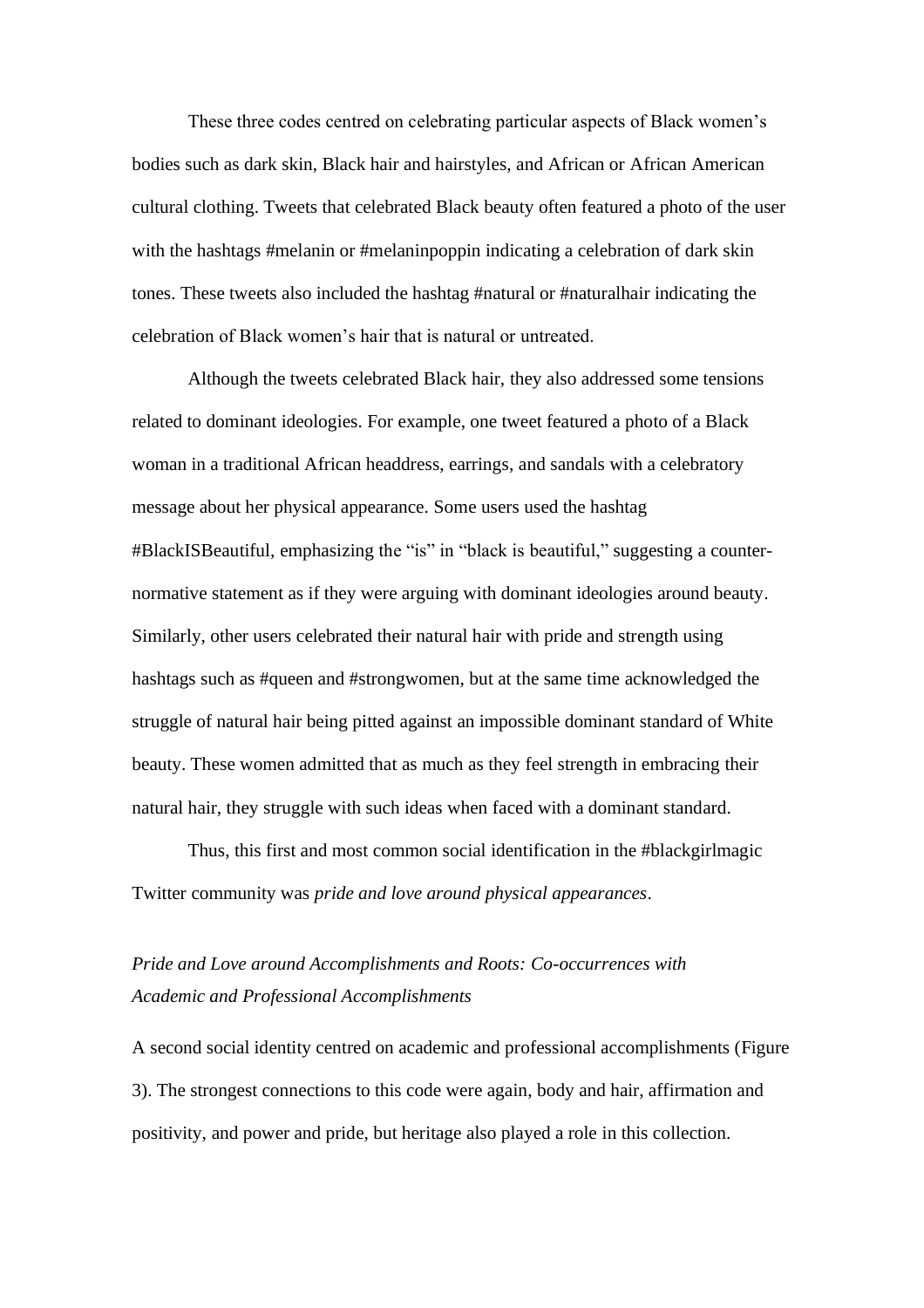These three codes centred on celebrating particular aspects of Black women's bodies such as dark skin, Black hair and hairstyles, and African or African American cultural clothing. Tweets that celebrated Black beauty often featured a photo of the user with the hashtags #melanin or #melaninpoppin indicating a celebration of dark skin tones. These tweets also included the hashtag #natural or #naturalhair indicating the celebration of Black women's hair that is natural or untreated.

Although the tweets celebrated Black hair, they also addressed some tensions related to dominant ideologies. For example, one tweet featured a photo of a Black woman in a traditional African headdress, earrings, and sandals with a celebratory message about her physical appearance. Some users used the hashtag #BlackISBeautiful, emphasizing the "is" in "black is beautiful," suggesting a counter-normative statement as if they were arguing with dominant ideologies around beauty. Similarly, other users celebrated their natural hair with pride and strength using hashtags such as #queen and #strongwomen, but at the same time acknowledged the struggle of natural hair being pitted against an impossible dominant standard of White beauty. These women admitted that as much as they feel strength in embracing their natural hair, they struggle with such ideas when faced with a dominant standard.

Thus, this first and most common social identification in the #blackgirlmagic Twitter community was *pride and love around physical appearances*.

### *Pride and Love around Accomplishments and Roots: Co-occurrences with Academic and Professional Accomplishments*

A second social identity centred on academic and professional accomplishments (Figure 3). The strongest connections to this code were again, body and hair, affirmation and positivity, and power and pride, but heritage also played a role in this collection.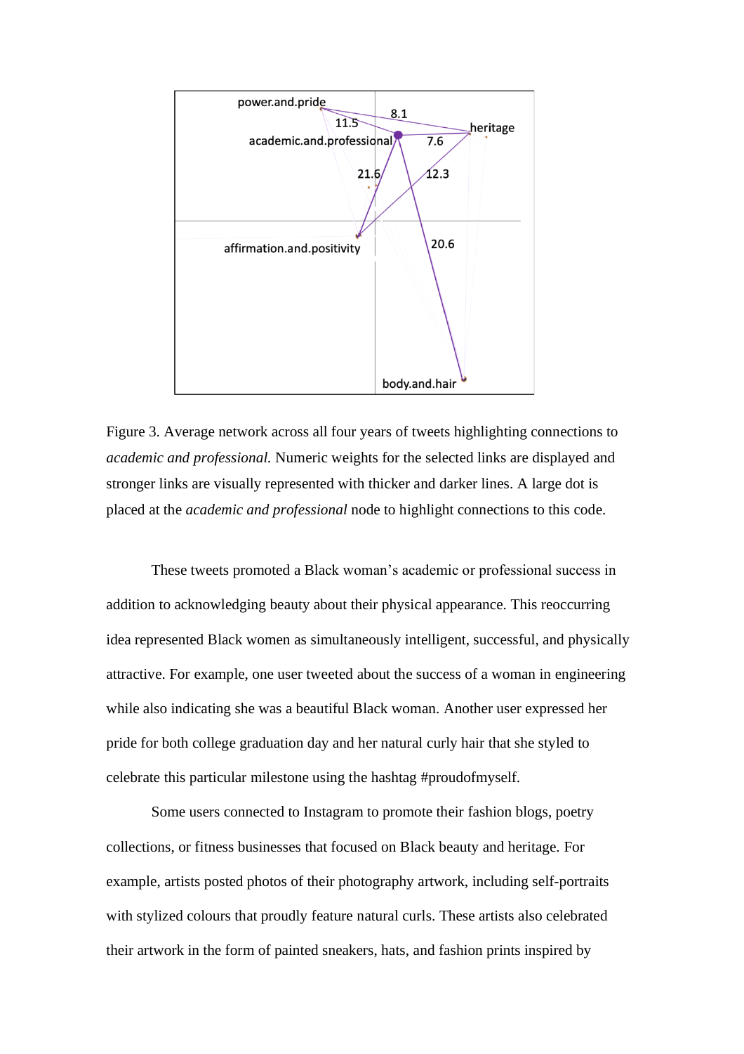Figure 3. Average network across all four years of tweets highlighting connections to *academic and professional.* Numeric weights for the selected links are displayed and stronger links are visually represented with thicker and darker lines. A large dot is placed at the *academic and professional* node to highlight connections to this code.

These tweets promoted a Black woman's academic or professional success in addition to acknowledging beauty about their physical appearance. This reoccurring idea represented Black women as simultaneously intelligent, successful, and physically attractive. For example, one user tweeted about the success of a woman in engineering while also indicating she was a beautiful Black woman. Another user expressed her pride for both college graduation day and her natural curly hair that she styled to celebrate this particular milestone using the hashtag #proudofmyself.

Some users connected to Instagram to promote their fashion blogs, poetry collections, or fitness businesses that focused on Black beauty and heritage. For example, artists posted photos of their photography artwork, including self-portraits with stylized colours that proudly feature natural curls. These artists also celebrated their artwork in the form of painted sneakers, hats, and fashion prints inspired by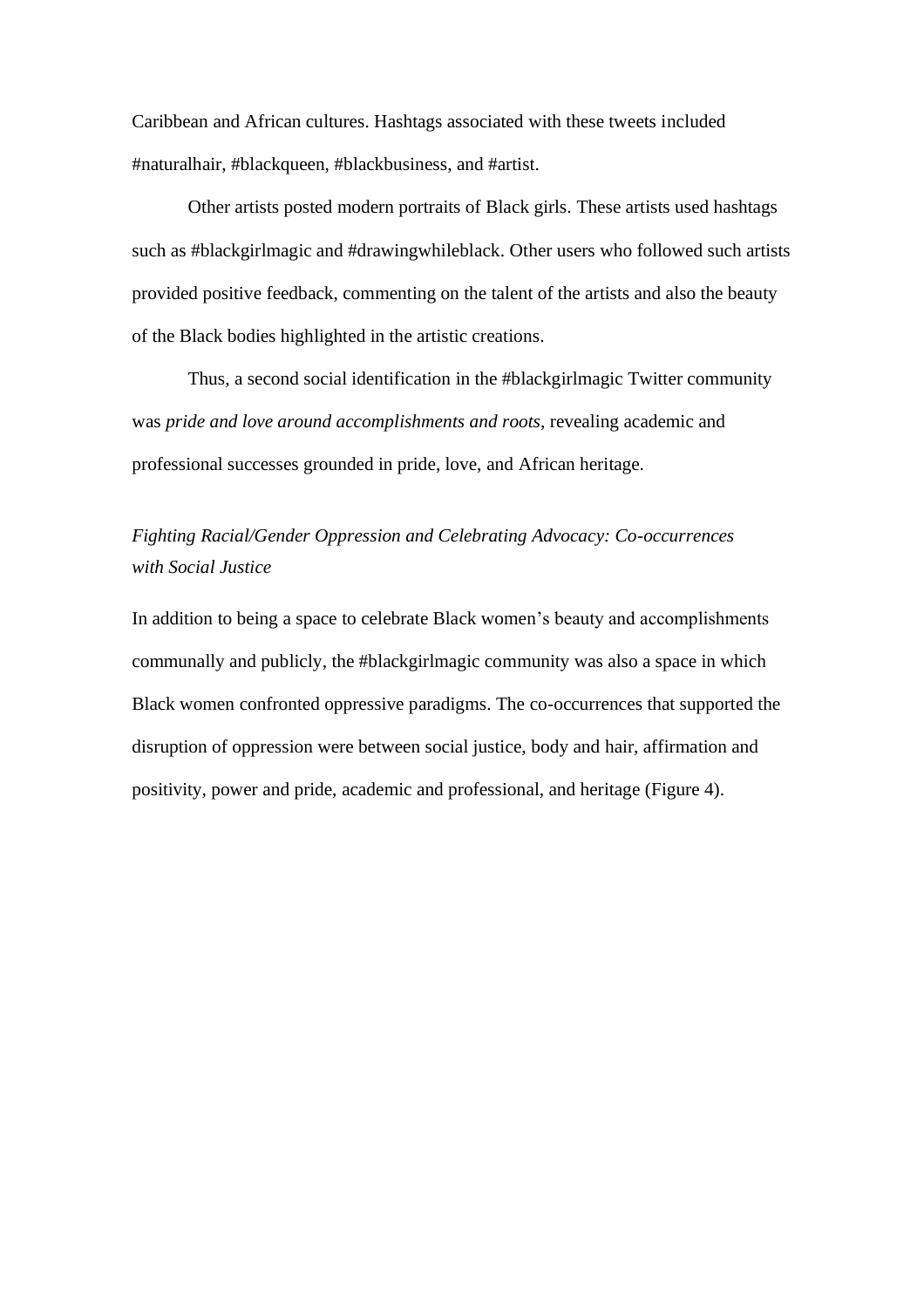Caribbean and African cultures. Hashtags associated with these tweets included #naturalhair, #blackqueen, #blackbusiness, and #artist.

Other artists posted modern portraits of Black girls. These artists used hashtags such as #blackgirlmagic and #drawingwhileblack. Other users who followed such artists provided positive feedback, commenting on the talent of the artists and also the beauty of the Black bodies highlighted in the artistic creations.

Thus, a second social identification in the #blackgirlmagic Twitter community was *pride and love around accomplishments and roots*, revealing academic and professional successes grounded in pride, love, and African heritage.

### *Fighting Racial/Gender Oppression and Celebrating Advocacy: Co-occurrences with Social Justice*

In addition to being a space to celebrate Black women's beauty and accomplishments communally and publicly, the #blackgirlmagic community was also a space in which Black women confronted oppressive paradigms. The co-occurrences that supported the disruption of oppression were between social justice, body and hair, affirmation and positivity, power and pride, academic and professional, and heritage (Figure 4).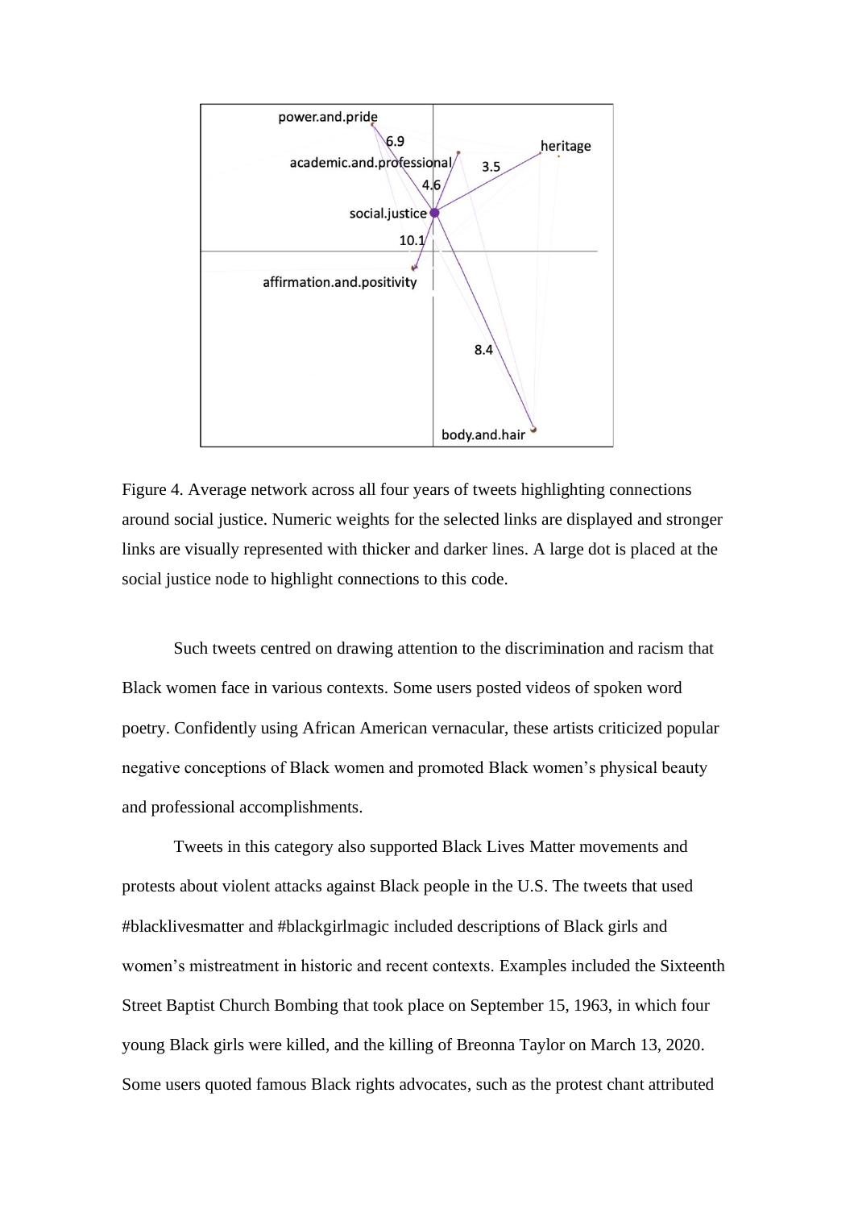Figure 4. Average network across all four years of tweets highlighting connections around social justice. Numeric weights for the selected links are displayed and stronger links are visually represented with thicker and darker lines. A large dot is placed at the social justice node to highlight connections to this code.

Such tweets centred on drawing attention to the discrimination and racism that Black women face in various contexts. Some users posted videos of spoken word poetry. Confidently using African American vernacular, these artists criticized popular negative conceptions of Black women and promoted Black women's physical beauty and professional accomplishments.

Tweets in this category also supported Black Lives Matter movements and protests about violent attacks against Black people in the U.S. The tweets that used #blacklivesmatter and #blackgirlmagic included descriptions of Black girls and women's mistreatment in historic and recent contexts. Examples included the Sixteenth Street Baptist Church Bombing that took place on September 15, 1963, in which four young Black girls were killed, and the killing of Breonna Taylor on March 13, 2020. Some users quoted famous Black rights advocates, such as the protest chant attributed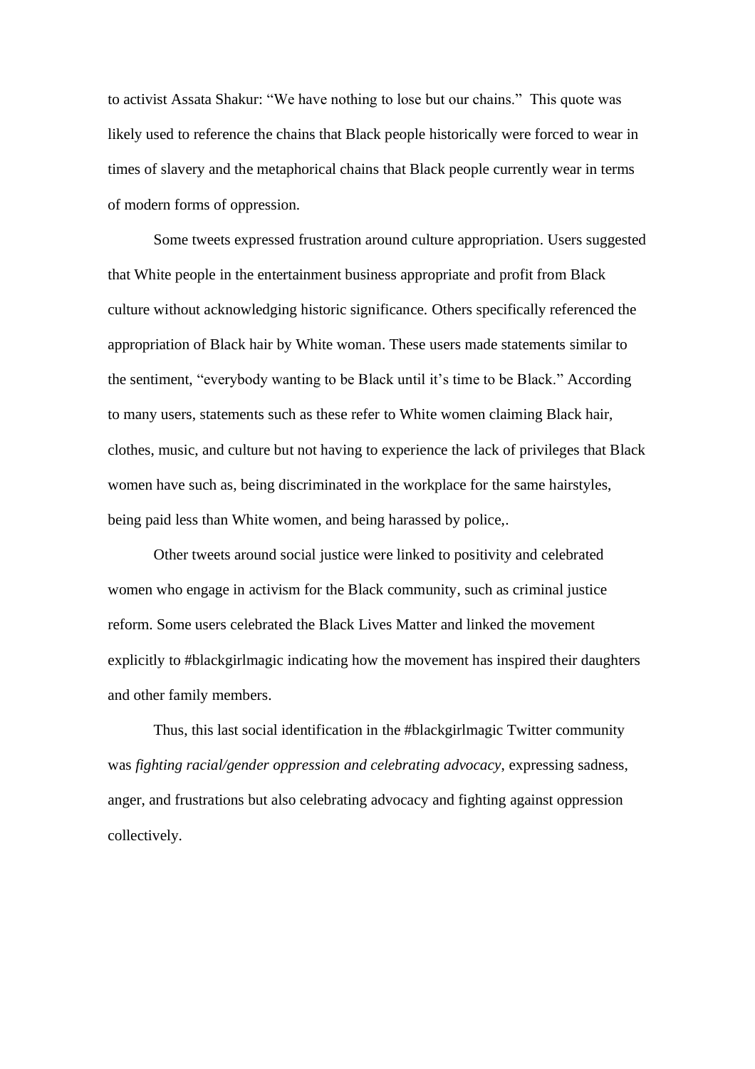to activist Assata Shakur: "We have nothing to lose but our chains." This quote was likely used to reference the chains that Black people historically were forced to wear in times of slavery and the metaphorical chains that Black people currently wear in terms of modern forms of oppression.

Some tweets expressed frustration around culture appropriation. Users suggested that White people in the entertainment business appropriate and profit from Black culture without acknowledging historic significance. Others specifically referenced the appropriation of Black hair by White woman. These users made statements similar to the sentiment, "everybody wanting to be Black until it's time to be Black." According to many users, statements such as these refer to White women claiming Black hair, clothes, music, and culture but not having to experience the lack of privileges that Black women have such as, being discriminated in the workplace for the same hairstyles, being paid less than White women, and being harassed by police,.

Other tweets around social justice were linked to positivity and celebrated women who engage in activism for the Black community, such as criminal justice reform. Some users celebrated the Black Lives Matter and linked the movement explicitly to #blackgirlmagic indicating how the movement has inspired their daughters and other family members.

Thus, this last social identification in the #blackgirlmagic Twitter community was *fighting racial/gender oppression and celebrating advocacy*, expressing sadness, anger, and frustrations but also celebrating advocacy and fighting against oppression collectively.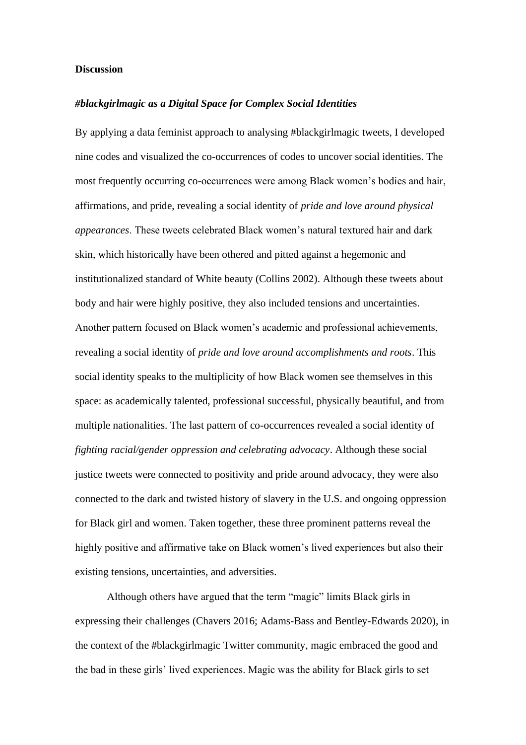## Discussion

### *#blackgirlmagic as a Digital Space for Complex Social Identities*

By applying a data feminist approach to analysing #blackgirlmagic tweets, I developed nine codes and visualized the co-occurrences of codes to uncover social identities. The most frequently occurring co-occurrences were among Black women's bodies and hair, affirmations, and pride, revealing a social identity of *pride and love around physical appearances*. These tweets celebrated Black women's natural textured hair and dark skin, which historically have been othered and pitted against a hegemonic and institutionalized standard of White beauty (Collins 2002). Although these tweets about body and hair were highly positive, they also included tensions and uncertainties. Another pattern focused on Black women's academic and professional achievements, revealing a social identity of *pride and love around accomplishments and roots*. This social identity speaks to the multiplicity of how Black women see themselves in this space: as academically talented, professional successful, physically beautiful, and from multiple nationalities. The last pattern of co-occurrences revealed a social identity of *fighting racial/gender oppression and celebrating advocacy*. Although these social justice tweets were connected to positivity and pride around advocacy, they were also connected to the dark and twisted history of slavery in the U.S. and ongoing oppression for Black girl and women. Taken together, these three prominent patterns reveal the highly positive and affirmative take on Black women's lived experiences but also their existing tensions, uncertainties, and adversities.

Although others have argued that the term "magic" limits Black girls in expressing their challenges (Chavers 2016; Adams-Bass and Bentley-Edwards 2020), in the context of the #blackgirlmagic Twitter community, magic embraced the good and the bad in these girls' lived experiences. Magic was the ability for Black girls to set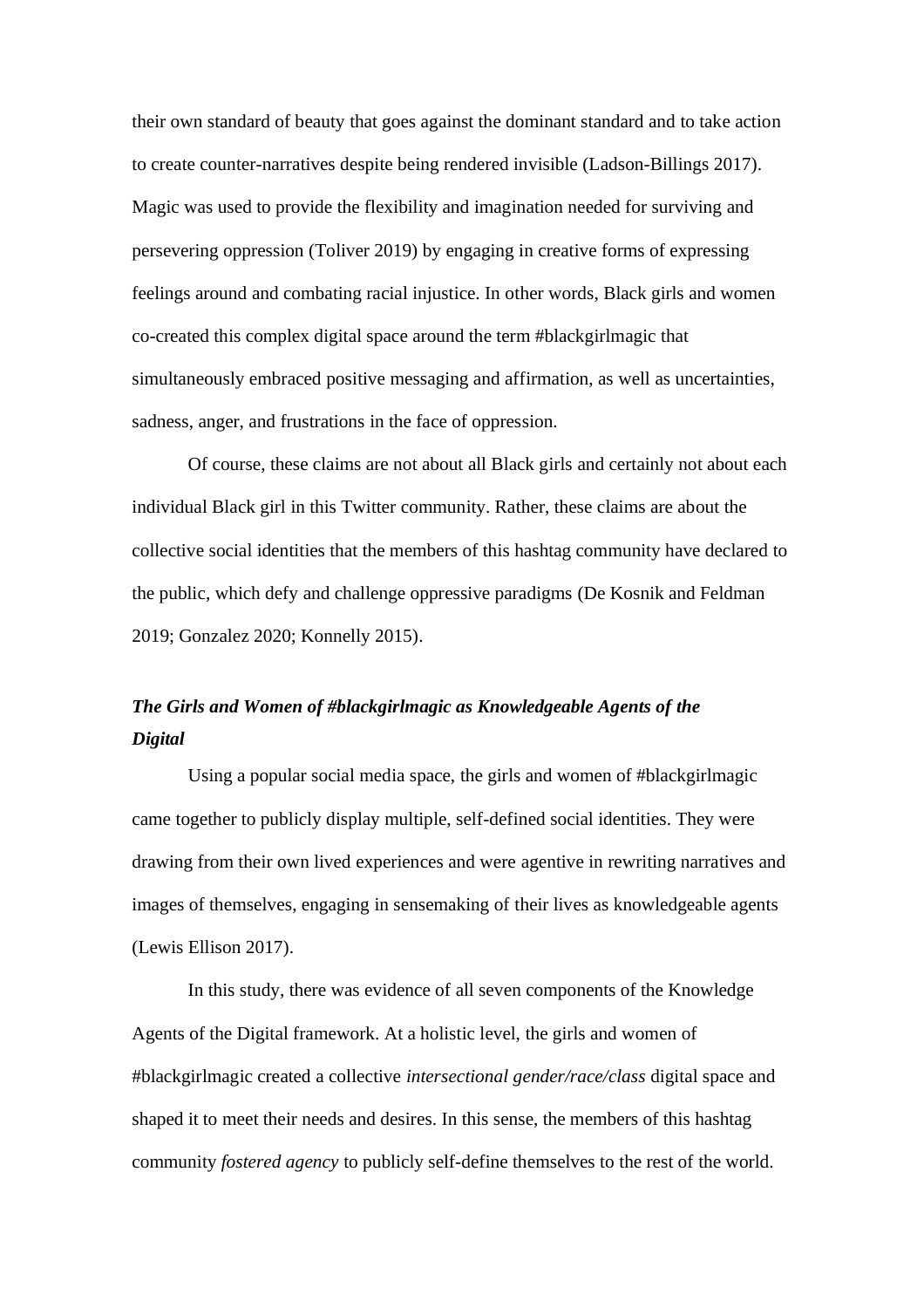their own standard of beauty that goes against the dominant standard and to take action to create counter-narratives despite being rendered invisible (Ladson-Billings 2017). Magic was used to provide the flexibility and imagination needed for surviving and persevering oppression (Toliver 2019) by engaging in creative forms of expressing feelings around and combating racial injustice. In other words, Black girls and women co-created this complex digital space around the term #blackgirlmagic that simultaneously embraced positive messaging and affirmation, as well as uncertainties, sadness, anger, and frustrations in the face of oppression.

Of course, these claims are not about all Black girls and certainly not about each individual Black girl in this Twitter community. Rather, these claims are about the collective social identities that the members of this hashtag community have declared to the public, which defy and challenge oppressive paradigms (De Kosnik and Feldman 2019; Gonzalez 2020; Konnelly 2015).

### *The Girls and Women of #blackgirlmagic as Knowledgeable Agents of the Digital*

Using a popular social media space, the girls and women of #blackgirlmagic came together to publicly display multiple, self-defined social identities. They were drawing from their own lived experiences and were agentive in rewriting narratives and images of themselves, engaging in sensemaking of their lives as knowledgeable agents (Lewis Ellison 2017).

In this study, there was evidence of all seven components of the Knowledge Agents of the Digital framework. At a holistic level, the girls and women of #blackgirlmagic created a collective *intersectional gender/race/class* digital space and shaped it to meet their needs and desires. In this sense, the members of this hashtag community *fostered agency* to publicly self-define themselves to the rest of the world.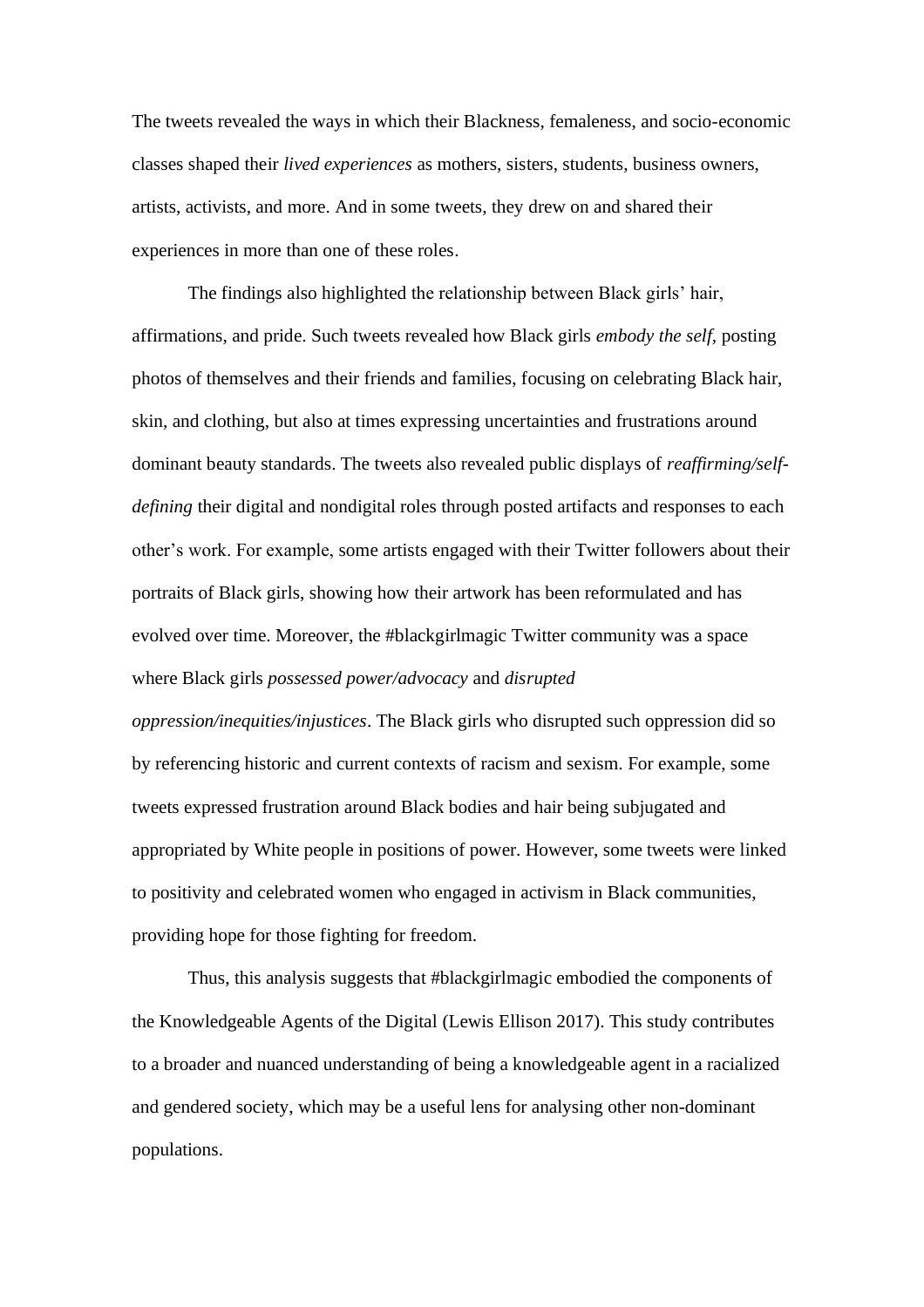The tweets revealed the ways in which their Blackness, femaleness, and socio-economic classes shaped their *lived experiences* as mothers, sisters, students, business owners, artists, activists, and more. And in some tweets, they drew on and shared their experiences in more than one of these roles.

The findings also highlighted the relationship between Black girls' hair, affirmations, and pride. Such tweets revealed how Black girls *embody the self*, posting photos of themselves and their friends and families, focusing on celebrating Black hair, skin, and clothing, but also at times expressing uncertainties and frustrations around dominant beauty standards. The tweets also revealed public displays of *reaffirming/self-defining* their digital and nondigital roles through posted artifacts and responses to each other's work. For example, some artists engaged with their Twitter followers about their portraits of Black girls, showing how their artwork has been reformulated and has evolved over time. Moreover, the #blackgirlmagic Twitter community was a space where Black girls *possessed power/advocacy* and *disrupted oppression/inequities/injustices*. The Black girls who disrupted such oppression did so by referencing historic and current contexts of racism and sexism. For example, some tweets expressed frustration around Black bodies and hair being subjugated and appropriated by White people in positions of power. However, some tweets were linked to positivity and celebrated women who engaged in activism in Black communities, providing hope for those fighting for freedom.

Thus, this analysis suggests that #blackgirlmagic embodied the components of the Knowledgeable Agents of the Digital (Lewis Ellison 2017). This study contributes to a broader and nuanced understanding of being a knowledgeable agent in a racialized and gendered society, which may be a useful lens for analysing other non-dominant populations.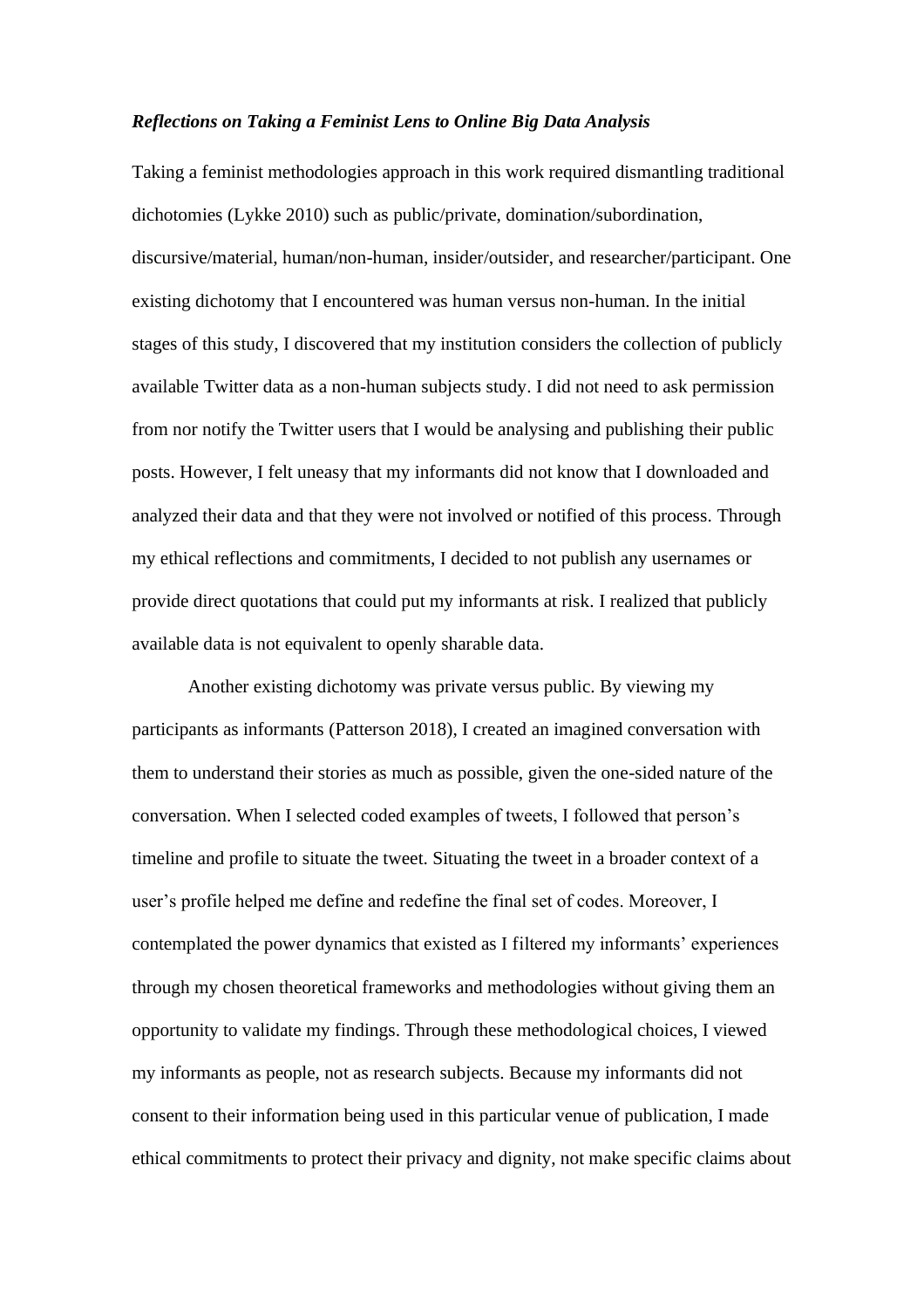***Reflections on Taking a Feminist Lens to Online Big Data Analysis***

Taking a feminist methodologies approach in this work required dismantling traditional dichotomies (Lykke 2010) such as public/private, domination/subordination, discursive/material, human/non-human, insider/outsider, and researcher/participant. One existing dichotomy that I encountered was human versus non-human. In the initial stages of this study, I discovered that my institution considers the collection of publicly available Twitter data as a non-human subjects study. I did not need to ask permission from nor notify the Twitter users that I would be analysing and publishing their public posts. However, I felt uneasy that my informants did not know that I downloaded and analyzed their data and that they were not involved or notified of this process. Through my ethical reflections and commitments, I decided to not publish any usernames or provide direct quotations that could put my informants at risk. I realized that publicly available data is not equivalent to openly sharable data.

Another existing dichotomy was private versus public. By viewing my participants as informants (Patterson 2018), I created an imagined conversation with them to understand their stories as much as possible, given the one-sided nature of the conversation. When I selected coded examples of tweets, I followed that person's timeline and profile to situate the tweet. Situating the tweet in a broader context of a user's profile helped me define and redefine the final set of codes. Moreover, I contemplated the power dynamics that existed as I filtered my informants' experiences through my chosen theoretical frameworks and methodologies without giving them an opportunity to validate my findings. Through these methodological choices, I viewed my informants as people, not as research subjects. Because my informants did not consent to their information being used in this particular venue of publication, I made ethical commitments to protect their privacy and dignity, not make specific claims about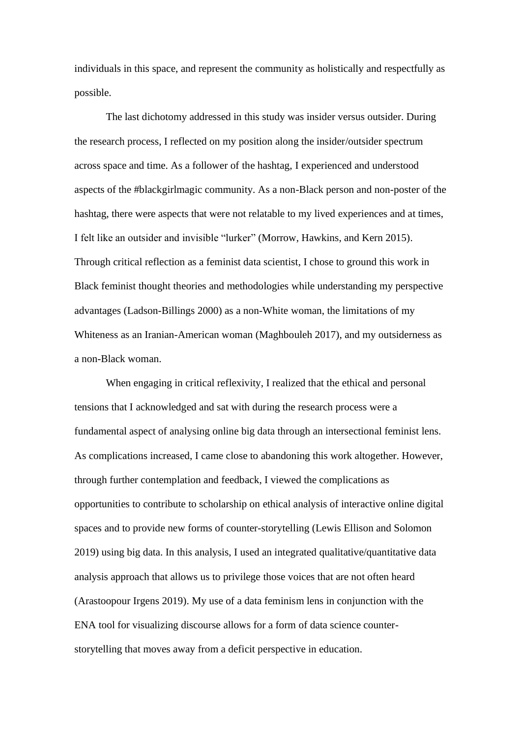individuals in this space, and represent the community as holistically and respectfully as possible.

The last dichotomy addressed in this study was insider versus outsider. During the research process, I reflected on my position along the insider/outsider spectrum across space and time. As a follower of the hashtag, I experienced and understood aspects of the #blackgirlmagic community. As a non-Black person and non-poster of the hashtag, there were aspects that were not relatable to my lived experiences and at times, I felt like an outsider and invisible "lurker" (Morrow, Hawkins, and Kern 2015). Through critical reflection as a feminist data scientist, I chose to ground this work in Black feminist thought theories and methodologies while understanding my perspective advantages (Ladson-Billings 2000) as a non-White woman, the limitations of my Whiteness as an Iranian-American woman (Maghbouleh 2017), and my outsiderness as a non-Black woman.

When engaging in critical reflexivity, I realized that the ethical and personal tensions that I acknowledged and sat with during the research process were a fundamental aspect of analysing online big data through an intersectional feminist lens. As complications increased, I came close to abandoning this work altogether. However, through further contemplation and feedback, I viewed the complications as opportunities to contribute to scholarship on ethical analysis of interactive online digital spaces and to provide new forms of counter-storytelling (Lewis Ellison and Solomon 2019) using big data. In this analysis, I used an integrated qualitative/quantitative data analysis approach that allows us to privilege those voices that are not often heard (Arastoopour Irgens 2019). My use of a data feminism lens in conjunction with the ENA tool for visualizing discourse allows for a form of data science counter-storytelling that moves away from a deficit perspective in education.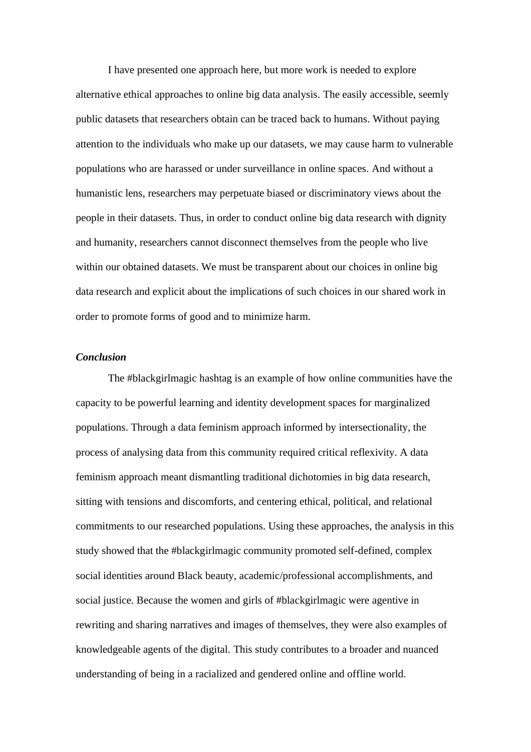I have presented one approach here, but more work is needed to explore alternative ethical approaches to online big data analysis. The easily accessible, seemly public datasets that researchers obtain can be traced back to humans. Without paying attention to the individuals who make up our datasets, we may cause harm to vulnerable populations who are harassed or under surveillance in online spaces. And without a humanistic lens, researchers may perpetuate biased or discriminatory views about the people in their datasets. Thus, in order to conduct online big data research with dignity and humanity, researchers cannot disconnect themselves from the people who live within our obtained datasets. We must be transparent about our choices in online big data research and explicit about the implications of such choices in our shared work in order to promote forms of good and to minimize harm.

### *Conclusion*

The #blackgirlmagic hashtag is an example of how online communities have the capacity to be powerful learning and identity development spaces for marginalized populations. Through a data feminism approach informed by intersectionality, the process of analysing data from this community required critical reflexivity. A data feminism approach meant dismantling traditional dichotomies in big data research, sitting with tensions and discomforts, and centering ethical, political, and relational commitments to our researched populations. Using these approaches, the analysis in this study showed that the #blackgirlmagic community promoted self-defined, complex social identities around Black beauty, academic/professional accomplishments, and social justice. Because the women and girls of #blackgirlmagic were agentive in rewriting and sharing narratives and images of themselves, they were also examples of knowledgeable agents of the digital. This study contributes to a broader and nuanced understanding of being in a racialized and gendered online and offline world.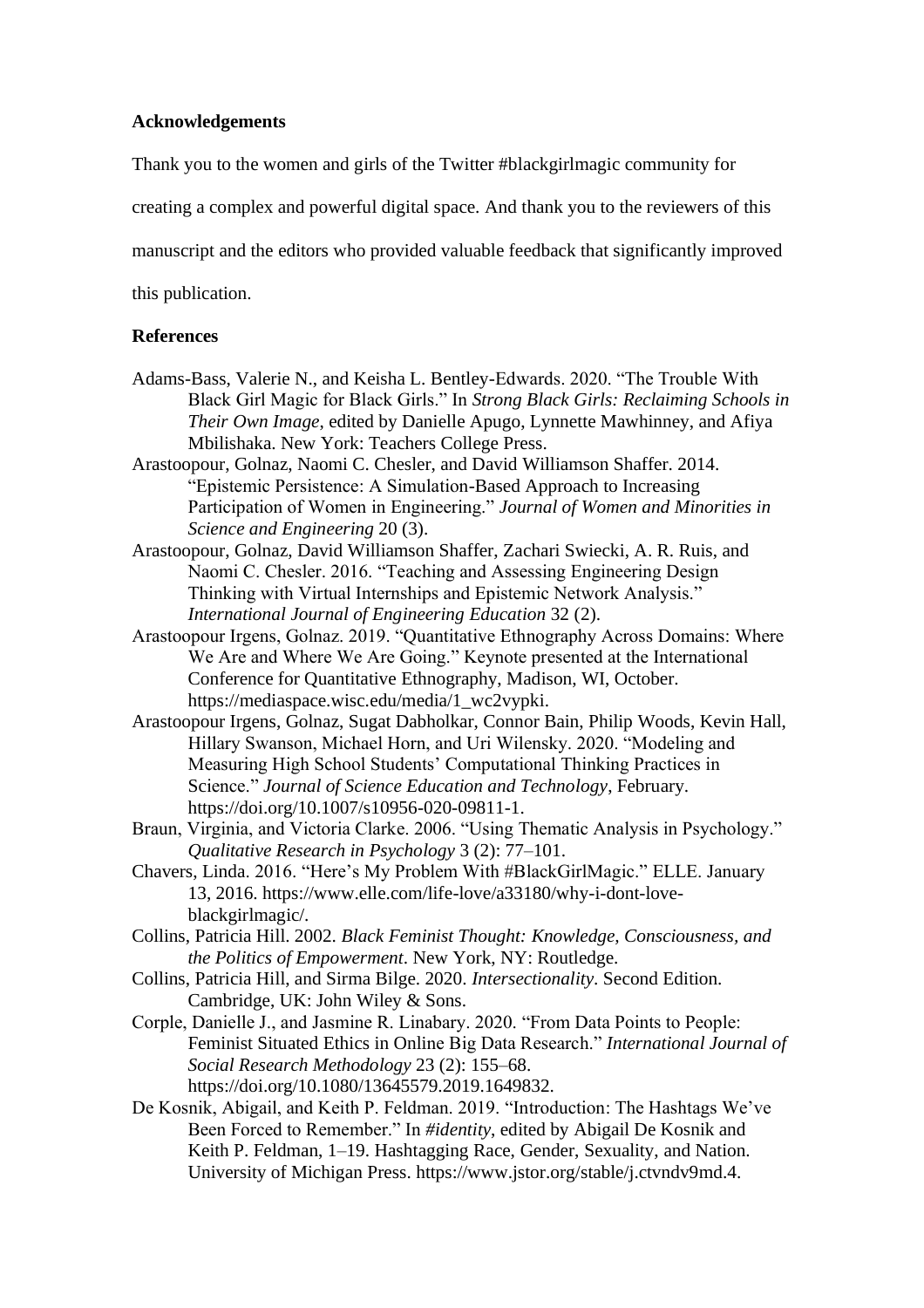**Acknowledgements**

Thank you to the women and girls of the Twitter #blackgirlmagic community for creating a complex and powerful digital space. And thank you to the reviewers of this manuscript and the editors who provided valuable feedback that significantly improved this publication.

**References**

Adams-Bass, Valerie N., and Keisha L. Bentley-Edwards. 2020. "The Trouble With Black Girl Magic for Black Girls." In *Strong Black Girls: Reclaiming Schools in Their Own Image*, edited by Danielle Apugo, Lynnette Mawhinney, and Afiya Mbilishaka. New York: Teachers College Press.

Arastoopour, Golnaz, Naomi C. Chesler, and David Williamson Shaffer. 2014. "Epistemic Persistence: A Simulation-Based Approach to Increasing Participation of Women in Engineering." *Journal of Women and Minorities in Science and Engineering* 20 (3).

Arastoopour, Golnaz, David Williamson Shaffer, Zachari Swiecki, A. R. Ruis, and Naomi C. Chesler. 2016. "Teaching and Assessing Engineering Design Thinking with Virtual Internships and Epistemic Network Analysis." *International Journal of Engineering Education* 32 (2).

Arastoopour Irgens, Golnaz. 2019. "Quantitative Ethnography Across Domains: Where We Are and Where We Are Going." Keynote presented at the International Conference for Quantitative Ethnography, Madison, WI, October. https://mediaspace.wisc.edu/media/1_wc2vypki.

Arastoopour Irgens, Golnaz, Sugat Dabholkar, Connor Bain, Philip Woods, Kevin Hall, Hillary Swanson, Michael Horn, and Uri Wilensky. 2020. "Modeling and Measuring High School Students' Computational Thinking Practices in Science." *Journal of Science Education and Technology*, February. https://doi.org/10.1007/s10956-020-09811-1.

Braun, Virginia, and Victoria Clarke. 2006. "Using Thematic Analysis in Psychology." *Qualitative Research in Psychology* 3 (2): 77–101.

Chavers, Linda. 2016. "Here's My Problem With #BlackGirlMagic." ELLE. January 13, 2016. https://www.elle.com/life-love/a33180/why-i-dont-love-blackgirlmagic/.

Collins, Patricia Hill. 2002. *Black Feminist Thought: Knowledge, Consciousness, and the Politics of Empowerment*. New York, NY: Routledge.

Collins, Patricia Hill, and Sirma Bilge. 2020. *Intersectionality*. Second Edition. Cambridge, UK: John Wiley & Sons.

Corple, Danielle J., and Jasmine R. Linabary. 2020. "From Data Points to People: Feminist Situated Ethics in Online Big Data Research." *International Journal of Social Research Methodology* 23 (2): 155–68. https://doi.org/10.1080/13645579.2019.1649832.

De Kosnik, Abigail, and Keith P. Feldman. 2019. "Introduction: The Hashtags We've Been Forced to Remember." In *#identity*, edited by Abigail De Kosnik and Keith P. Feldman, 1–19. Hashtagging Race, Gender, Sexuality, and Nation. University of Michigan Press. https://www.jstor.org/stable/j.ctvndv9md.4.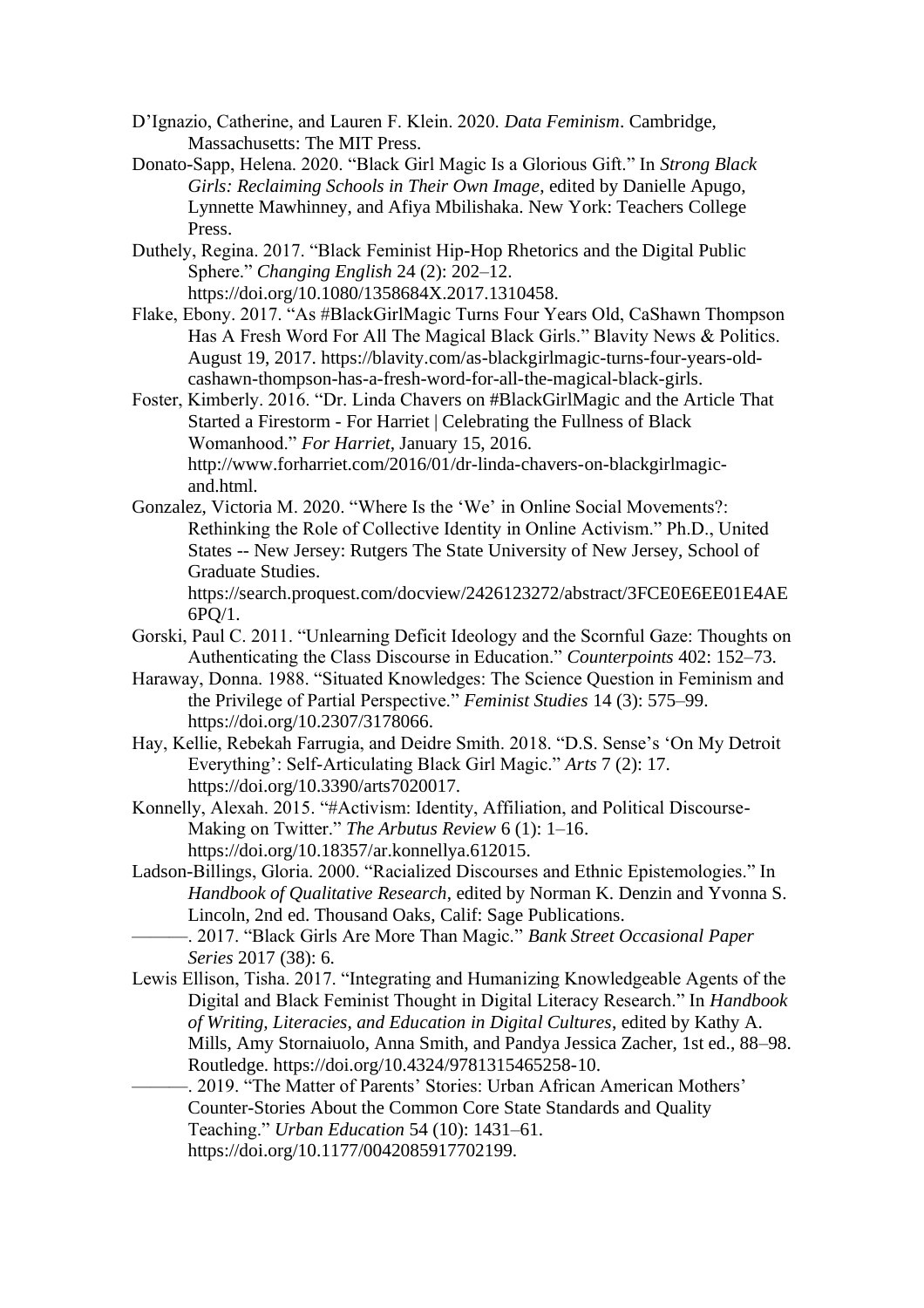D'Ignazio, Catherine, and Lauren F. Klein. 2020. *Data Feminism*. Cambridge, Massachusetts: The MIT Press.

Donato-Sapp, Helena. 2020. "Black Girl Magic Is a Glorious Gift." In *Strong Black Girls: Reclaiming Schools in Their Own Image*, edited by Danielle Apugo, Lynnette Mawhinney, and Afiya Mbilishaka. New York: Teachers College Press.

Duthely, Regina. 2017. "Black Feminist Hip-Hop Rhetorics and the Digital Public Sphere." *Changing English* 24 (2): 202–12. https://doi.org/10.1080/1358684X.2017.1310458.

Flake, Ebony. 2017. "As #BlackGirlMagic Turns Four Years Old, CaShawn Thompson Has A Fresh Word For All The Magical Black Girls." Blavity News & Politics. August 19, 2017. https://blavity.com/as-blackgirlmagic-turns-four-years-old-cashawn-thompson-has-a-fresh-word-for-all-the-magical-black-girls.

Foster, Kimberly. 2016. "Dr. Linda Chavers on #BlackGirlMagic and the Article That Started a Firestorm - For Harriet | Celebrating the Fullness of Black Womanhood." *For Harriet*, January 15, 2016. http://www.forharriet.com/2016/01/dr-linda-chavers-on-blackgirlmagic-and.html.

Gonzalez, Victoria M. 2020. "Where Is the 'We' in Online Social Movements?: Rethinking the Role of Collective Identity in Online Activism." Ph.D., United States -- New Jersey: Rutgers The State University of New Jersey, School of Graduate Studies. https://search.proquest.com/docview/2426123272/abstract/3FCE0E6EE01E4AE6PQ/1.

Gorski, Paul C. 2011. "Unlearning Deficit Ideology and the Scornful Gaze: Thoughts on Authenticating the Class Discourse in Education." *Counterpoints* 402: 152–73.

Haraway, Donna. 1988. "Situated Knowledges: The Science Question in Feminism and the Privilege of Partial Perspective." *Feminist Studies* 14 (3): 575–99. https://doi.org/10.2307/3178066.

Hay, Kellie, Rebekah Farrugia, and Deidre Smith. 2018. "D.S. Sense's 'On My Detroit Everything': Self-Articulating Black Girl Magic." *Arts* 7 (2): 17. https://doi.org/10.3390/arts7020017.

Konnelly, Alexah. 2015. "#Activism: Identity, Affiliation, and Political Discourse-Making on Twitter." *The Arbutus Review* 6 (1): 1–16. https://doi.org/10.18357/ar.konnellya.612015.

Ladson-Billings, Gloria. 2000. "Racialized Discourses and Ethnic Epistemologies." In *Handbook of Qualitative Research*, edited by Norman K. Denzin and Yvonna S. Lincoln, 2nd ed. Thousand Oaks, Calif: Sage Publications.

———. 2017. "Black Girls Are More Than Magic." *Bank Street Occasional Paper Series* 2017 (38): 6.

Lewis Ellison, Tisha. 2017. "Integrating and Humanizing Knowledgeable Agents of the Digital and Black Feminist Thought in Digital Literacy Research." In *Handbook of Writing, Literacies, and Education in Digital Cultures*, edited by Kathy A. Mills, Amy Stornaiuolo, Anna Smith, and Pandya Jessica Zacher, 1st ed., 88–98. Routledge. https://doi.org/10.4324/9781315465258-10.

———. 2019. "The Matter of Parents' Stories: Urban African American Mothers' Counter-Stories About the Common Core State Standards and Quality Teaching." *Urban Education* 54 (10): 1431–61. https://doi.org/10.1177/0042085917702199.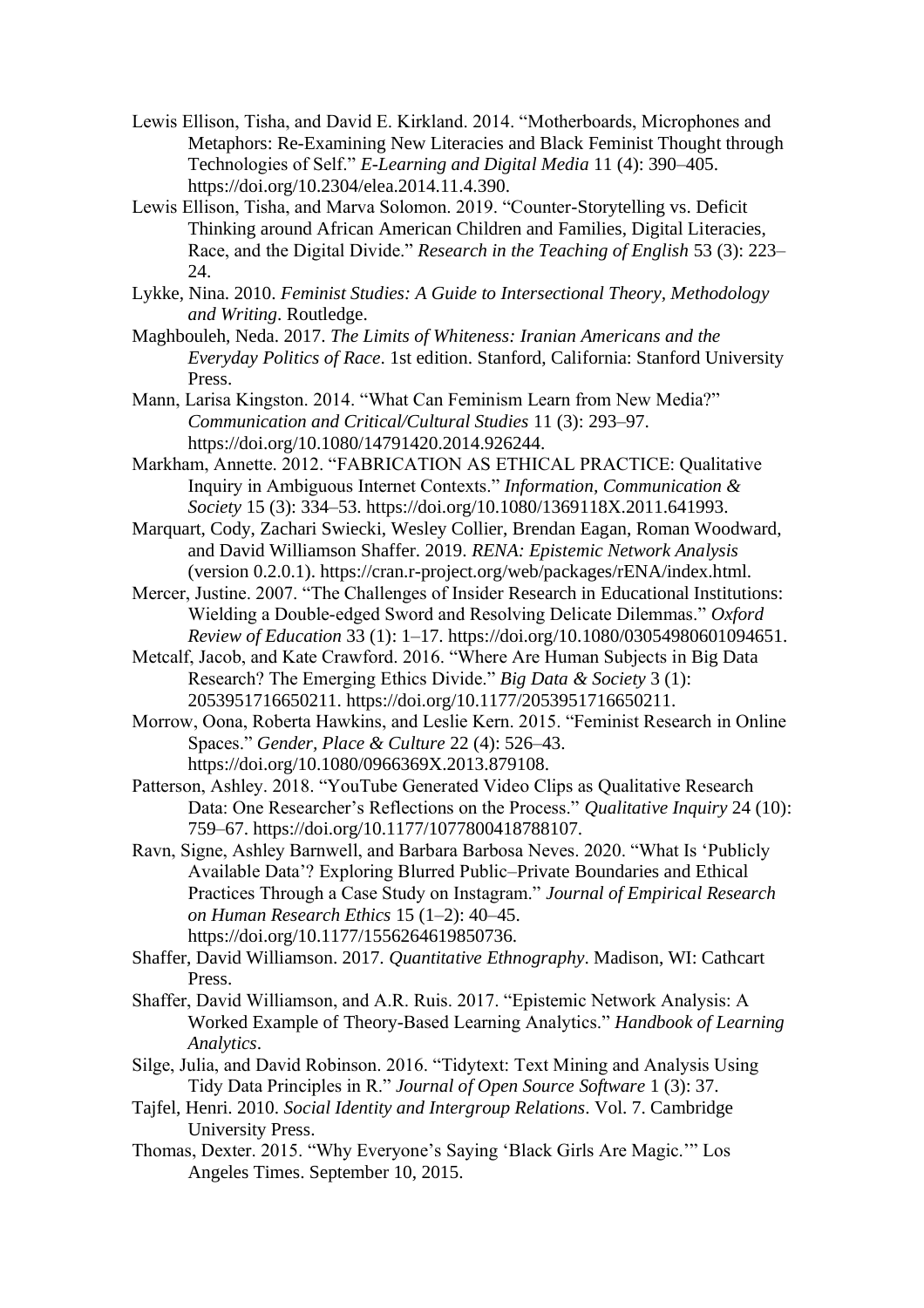Lewis Ellison, Tisha, and David E. Kirkland. 2014. "Motherboards, Microphones and Metaphors: Re-Examining New Literacies and Black Feminist Thought through Technologies of Self." *E-Learning and Digital Media* 11 (4): 390–405. https://doi.org/10.2304/elea.2014.11.4.390.

Lewis Ellison, Tisha, and Marva Solomon. 2019. "Counter-Storytelling vs. Deficit Thinking around African American Children and Families, Digital Literacies, Race, and the Digital Divide." *Research in the Teaching of English* 53 (3): 223–24.

Lykke, Nina. 2010. *Feminist Studies: A Guide to Intersectional Theory, Methodology and Writing*. Routledge.

Maghbouleh, Neda. 2017. *The Limits of Whiteness: Iranian Americans and the Everyday Politics of Race*. 1st edition. Stanford, California: Stanford University Press.

Mann, Larisa Kingston. 2014. "What Can Feminism Learn from New Media?" *Communication and Critical/Cultural Studies* 11 (3): 293–97. https://doi.org/10.1080/14791420.2014.926244.

Markham, Annette. 2012. "FABRICATION AS ETHICAL PRACTICE: Qualitative Inquiry in Ambiguous Internet Contexts." *Information, Communication & Society* 15 (3): 334–53. https://doi.org/10.1080/1369118X.2011.641993.

Marquart, Cody, Zachari Swiecki, Wesley Collier, Brendan Eagan, Roman Woodward, and David Williamson Shaffer. 2019. *RENA: Epistemic Network Analysis* (version 0.2.0.1). https://cran.r-project.org/web/packages/rENA/index.html.

Mercer, Justine. 2007. "The Challenges of Insider Research in Educational Institutions: Wielding a Double-edged Sword and Resolving Delicate Dilemmas." *Oxford Review of Education* 33 (1): 1–17. https://doi.org/10.1080/03054980601094651.

Metcalf, Jacob, and Kate Crawford. 2016. "Where Are Human Subjects in Big Data Research? The Emerging Ethics Divide." *Big Data & Society* 3 (1): 2053951716650211. https://doi.org/10.1177/2053951716650211.

Morrow, Oona, Roberta Hawkins, and Leslie Kern. 2015. "Feminist Research in Online Spaces." *Gender, Place & Culture* 22 (4): 526–43. https://doi.org/10.1080/0966369X.2013.879108.

Patterson, Ashley. 2018. "YouTube Generated Video Clips as Qualitative Research Data: One Researcher's Reflections on the Process." *Qualitative Inquiry* 24 (10): 759–67. https://doi.org/10.1177/1077800418788107.

Ravn, Signe, Ashley Barnwell, and Barbara Barbosa Neves. 2020. "What Is 'Publicly Available Data'? Exploring Blurred Public–Private Boundaries and Ethical Practices Through a Case Study on Instagram." *Journal of Empirical Research on Human Research Ethics* 15 (1–2): 40–45. https://doi.org/10.1177/1556264619850736.

Shaffer, David Williamson. 2017. *Quantitative Ethnography*. Madison, WI: Cathcart Press.

Shaffer, David Williamson, and A.R. Ruis. 2017. "Epistemic Network Analysis: A Worked Example of Theory-Based Learning Analytics." *Handbook of Learning Analytics*.

Silge, Julia, and David Robinson. 2016. "Tidytext: Text Mining and Analysis Using Tidy Data Principles in R." *Journal of Open Source Software* 1 (3): 37.

Tajfel, Henri. 2010. *Social Identity and Intergroup Relations*. Vol. 7. Cambridge University Press.

Thomas, Dexter. 2015. "Why Everyone's Saying 'Black Girls Are Magic.'" Los Angeles Times. September 10, 2015.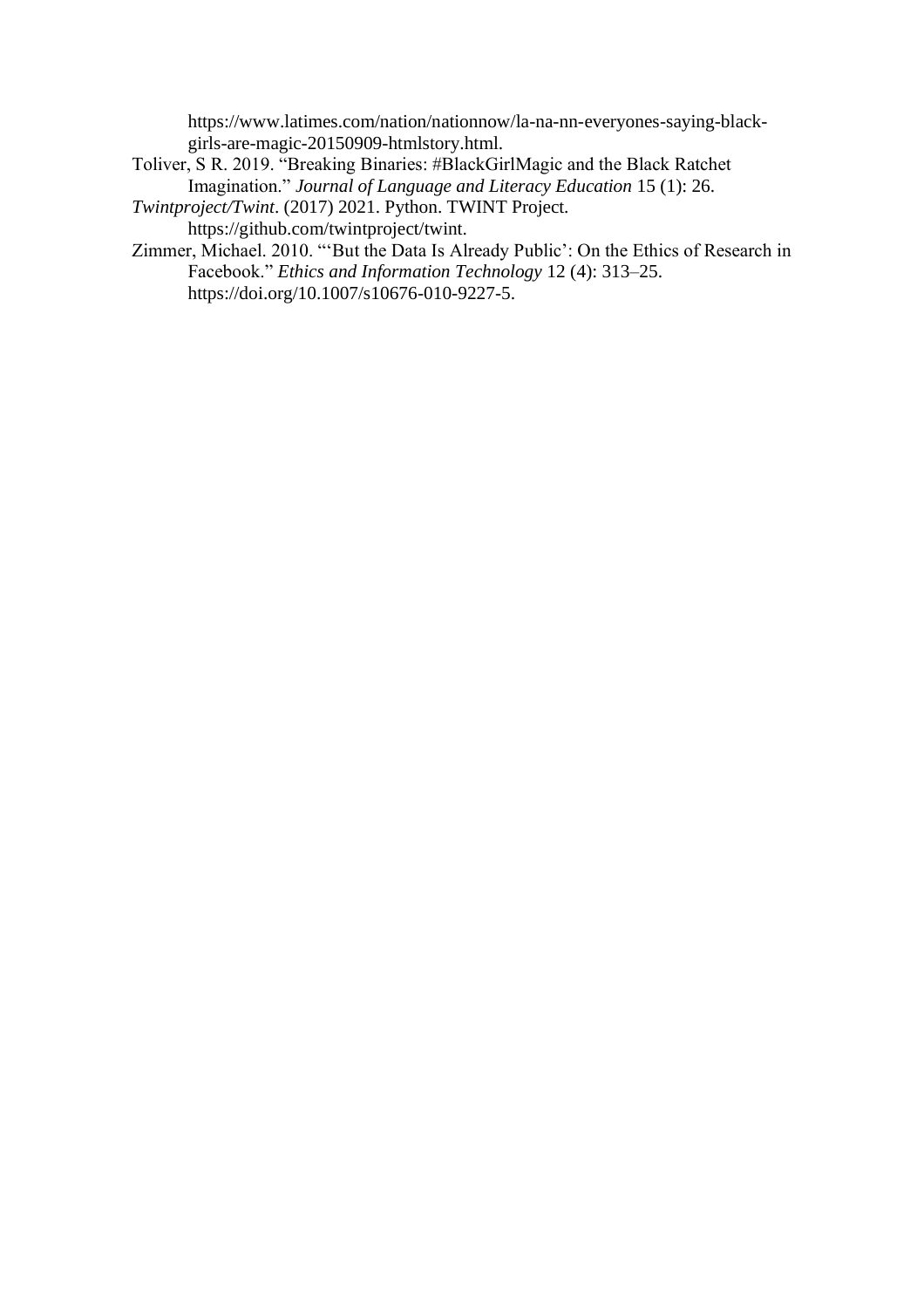https://www.latimes.com/nation/nationnow/la-na-nn-everyones-saying-black-girls-are-magic-20150909-htmlstory.html.

Toliver, S R. 2019. "Breaking Binaries: #BlackGirlMagic and the Black Ratchet Imagination." *Journal of Language and Literacy Education* 15 (1): 26.

*Twintproject/Twint*. (2017) 2021. Python. TWINT Project. https://github.com/twintproject/twint.

Zimmer, Michael. 2010. "'But the Data Is Already Public': On the Ethics of Research in Facebook." *Ethics and Information Technology* 12 (4): 313–25. https://doi.org/10.1007/s10676-010-9227-5.